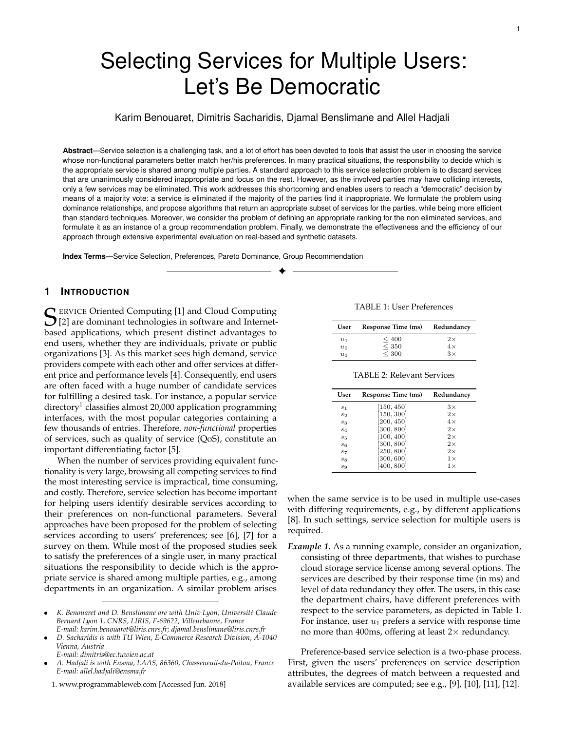# Selecting Services for Multiple Users: Let's Be Democratic

Karim Benouaret, Dimitris Sacharidis, Djamal Benslimane and Allel Hadjali

**Abstract**—Service selection is a challenging task, and a lot of effort has been devoted to tools that assist the user in choosing the service whose non-functional parameters better match her/his preferences. In many practical situations, the responsibility to decide which is the appropriate service is shared among multiple parties. A standard approach to this service selection problem is to discard services that are unanimously considered inappropriate and focus on the rest. However, as the involved parties may have colliding interests, only a few services may be eliminated. This work addresses this shortcoming and enables users to reach a "democratic" decision by means of a majority vote: a service is eliminated if the majority of the parties find it inappropriate. We formulate the problem using dominance relationships, and propose algorithms that return an appropriate subset of services for the parties, while being more efficient than standard techniques. Moreover, we consider the problem of defining an appropriate ranking for the non eliminated services, and formulate it as an instance of a group recommendation problem. Finally, we demonstrate the effectiveness and the efficiency of our approach through extensive experimental evaluation on real-based and synthetic datasets.

**Index Terms**—Service Selection, Preferences, Pareto Dominance, Group Recommendation

## 1 Introduction

Service Oriented Computing [1] and Cloud Computing [2] are dominant technologies in software and Internet-based applications, which present distinct advantages to end users, whether they are individuals, private or public organizations [3]. As this market sees high demand, service providers compete with each other and offer services at different price and performance levels [4]. Consequently, end users are often faced with a huge number of candidate services for fulfilling a desired task. For instance, a popular service directory[1] classifies almost 20,000 application programming interfaces, with the most popular categories containing a few thousands of entries. Therefore, *non-functional* properties of services, such as quality of service (QoS), constitute an important differentiating factor [5].

When the number of services providing equivalent functionality is very large, browsing all competing services to find the most interesting service is impractical, time consuming, and costly. Therefore, service selection has become important for helping users identify desirable services according to their preferences on non-functional parameters. Several approaches have been proposed for the problem of selecting services according to users' preferences; see [6], [7] for a survey on them. While most of the proposed studies seek to satisfy the preferences of a single user, in many practical situations the responsibility to decide which is the appropriate service is shared among multiple parties, e.g., among departments in an organization. A similar problem arises when the same service is to be used in multiple use-cases with differing requirements, e.g., by different applications [8]. In such settings, service selection for multiple users is required.

TABLE 1: User Preferences

| User | Response Time (ms) | Redundancy |
|---|---|---|
| $u_1$ | $\leq 400$ | $2\times$ |
| $u_2$ | $\leq 350$ | $4\times$ |
| $u_3$ | $\leq 300$ | $3\times$ |

TABLE 2: Relevant Services

| User | Response Time (ms) | Redundancy |
|---|---|---|
| $s_1$ | $[150, 450]$ | $3\times$ |
| $s_2$ | $[150, 300]$ | $2\times$ |
| $s_3$ | $[200, 450]$ | $4\times$ |
| $s_4$ | $[300, 800]$ | $2\times$ |
| $s_5$ | $[100, 400]$ | $2\times$ |
| $s_6$ | $[300, 800]$ | $2\times$ |
| $s_7$ | $[250, 800]$ | $2\times$ |
| $s_8$ | $[300, 600]$ | $1\times$ |
| $s_9$ | $[400, 800]$ | $1\times$ |

***Example 1.*** As a running example, consider an organization, consisting of three departments, that wishes to purchase cloud storage service license among several options. The services are described by their response time (in ms) and level of data redundancy they offer. The users, in this case the department chairs, have different preferences with respect to the service parameters, as depicted in Table 1. For instance, user $u_1$ prefers a service with response time no more than 400ms, offering at least $2\times$ redundancy.

Preference-based service selection is a two-phase process. First, given the users' preferences on service description attributes, the degrees of match between a requested and available services are computed; see e.g., [9], [10], [11], [12].

- *K. Benouaret and D. Benslimane are with Univ Lyon, Université Claude Bernard Lyon 1, CNRS, LIRIS, F-69622, Villeurbanne, France*
  *E-mail: karim.benouaret@liris.cnrs.fr; djamal.benslimane@liris.cnrs.fr*
- *D. Sacharidis is with TU Wien, E-Commerce Research Division, A-1040 Vienna, Austria*
  *E-mail: dimitris@ec.tuwien.ac.at*
- *A. Hadjali is with Ensma, LAAS, 86360, Chasseneuil-du-Poitou, France*
  *E-mail: allel.hadjali@ensma.fr*

1. www.programmableweb.com [Accessed Jun. 2018]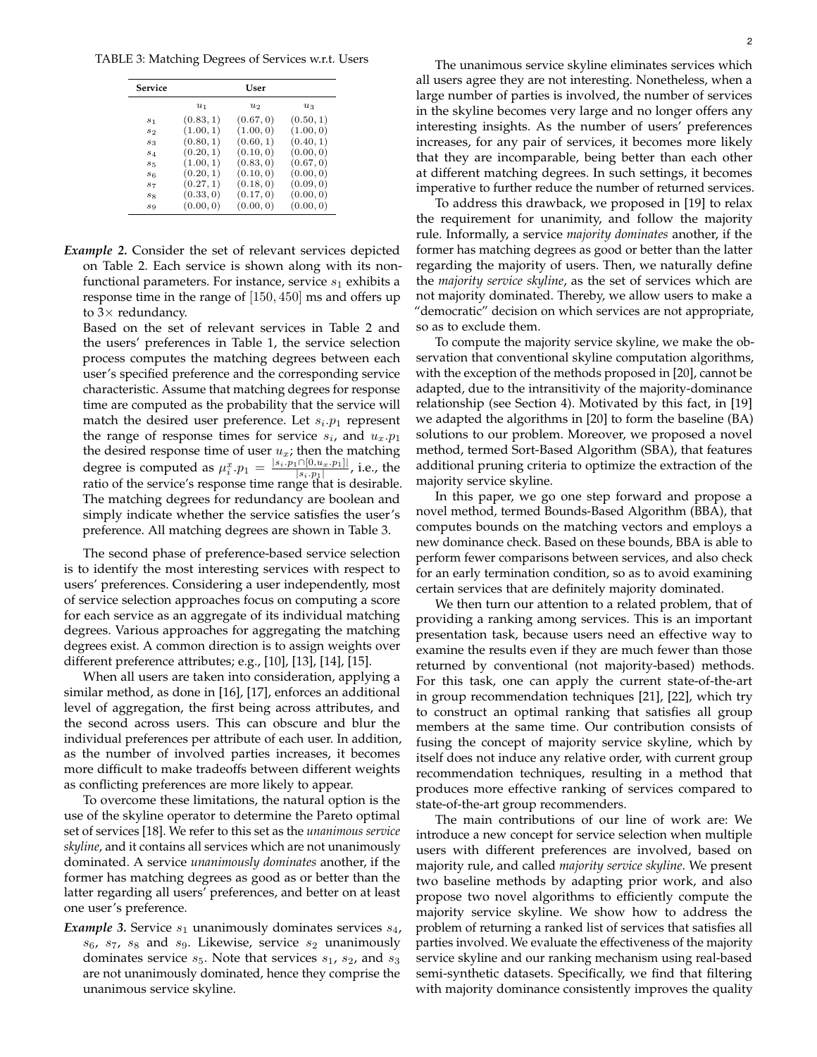TABLE 3: Matching Degrees of Services w.r.t. Users

| Service | User | | |
|---|---|---|---|
| | $u_1$ | $u_2$ | $u_3$ |
| $s_1$ | $(0.83, 1)$ | $(0.67, 0)$ | $(0.50, 1)$ |
| $s_2$ | $(1.00, 1)$ | $(1.00, 0)$ | $(1.00, 0)$ |
| $s_3$ | $(0.80, 1)$ | $(0.60, 1)$ | $(0.40, 1)$ |
| $s_4$ | $(0.20, 1)$ | $(0.10, 0)$ | $(0.00, 0)$ |
| $s_5$ | $(1.00, 1)$ | $(0.83, 0)$ | $(0.67, 0)$ |
| $s_6$ | $(0.20, 1)$ | $(0.10, 0)$ | $(0.00, 0)$ |
| $s_7$ | $(0.27, 1)$ | $(0.18, 0)$ | $(0.09, 0)$ |
| $s_8$ | $(0.33, 0)$ | $(0.17, 0)$ | $(0.00, 0)$ |
| $s_9$ | $(0.00, 0)$ | $(0.00, 0)$ | $(0.00, 0)$ |

***Example 2.*** Consider the set of relevant services depicted on Table 2. Each service is shown along with its non-functional parameters. For instance, service $s_1$ exhibits a response time in the range of $[150, 450]$ ms and offers up to $3\times$ redundancy.

Based on the set of relevant services in Table 2 and the users' preferences in Table 1, the service selection process computes the matching degrees between each user's specified preference and the corresponding service characteristic. Assume that matching degrees for response time are computed as the probability that the service will match the desired user preference. Let $s_i.p_1$ represent the range of response times for service $s_i$, and $u_x.p_1$ the desired response time of user $u_x$; then the matching degree is computed as $\mu_i^x.p_1 = \frac{|s_i.p_1 \cap [0, u_x.p_1]|}{|s_i.p_1|}$, i.e., the ratio of the service's response time range that is desirable. The matching degrees for redundancy are boolean and simply indicate whether the service satisfies the user's preference. All matching degrees are shown in Table 3.

The second phase of preference-based service selection is to identify the most interesting services with respect to users' preferences. Considering a user independently, most of service selection approaches focus on computing a score for each service as an aggregate of its individual matching degrees. Various approaches for aggregating the matching degrees exist. A common direction is to assign weights over different preference attributes; e.g., [10], [13], [14], [15].

When all users are taken into consideration, applying a similar method, as done in [16], [17], enforces an additional level of aggregation, the first being across attributes, and the second across users. This can obscure and blur the individual preferences per attribute of each user. In addition, as the number of involved parties increases, it becomes more difficult to make tradeoffs between different weights as conflicting preferences are more likely to appear.

To overcome these limitations, the natural option is the use of the skyline operator to determine the Pareto optimal set of services [18]. We refer to this set as the *unanimous service skyline*, and it contains all services which are not unanimously dominated. A service *unanimously dominates* another, if the former has matching degrees as good as or better than the latter regarding all users' preferences, and better on at least one user's preference.

***Example 3.*** Service $s_1$ unanimously dominates services $s_4$, $s_6$, $s_7$, $s_8$ and $s_9$. Likewise, service $s_2$ unanimously dominates service $s_5$. Note that services $s_1$, $s_2$, and $s_3$ are not unanimously dominated, hence they comprise the unanimous service skyline.

The unanimous service skyline eliminates services which all users agree they are not interesting. Nonetheless, when a large number of parties is involved, the number of services in the skyline becomes very large and no longer offers any interesting insights. As the number of users' preferences increases, for any pair of services, it becomes more likely that they are incomparable, being better than each other at different matching degrees. In such settings, it becomes imperative to further reduce the number of returned services.

To address this drawback, we proposed in [19] to relax the requirement for unanimity, and follow the majority rule. Informally, a service *majority dominates* another, if the former has matching degrees as good or better than the latter regarding the majority of users. Then, we naturally define the *majority service skyline*, as the set of services which are not majority dominated. Thereby, we allow users to make a "democratic" decision on which services are not appropriate, so as to exclude them.

To compute the majority service skyline, we make the observation that conventional skyline computation algorithms, with the exception of the methods proposed in [20], cannot be adapted, due to the intransitivity of the majority-dominance relationship (see Section 4). Motivated by this fact, in [19] we adapted the algorithms in [20] to form the baseline (BA) solutions to our problem. Moreover, we proposed a novel method, termed Sort-Based Algorithm (SBA), that features additional pruning criteria to optimize the extraction of the majority service skyline.

In this paper, we go one step forward and propose a novel method, termed Bounds-Based Algorithm (BBA), that computes bounds on the matching vectors and employs a new dominance check. Based on these bounds, BBA is able to perform fewer comparisons between services, and also check for an early termination condition, so as to avoid examining certain services that are definitely majority dominated.

We then turn our attention to a related problem, that of providing a ranking among services. This is an important presentation task, because users need an effective way to examine the results even if they are much fewer than those returned by conventional (not majority-based) methods. For this task, one can apply the current state-of-the-art in group recommendation techniques [21], [22], which try to construct an optimal ranking that satisfies all group members at the same time. Our contribution consists of fusing the concept of majority service skyline, which by itself does not induce any relative order, with current group recommendation techniques, resulting in a method that produces more effective ranking of services compared to state-of-the-art group recommenders.

The main contributions of our line of work are: We introduce a new concept for service selection when multiple users with different preferences are involved, based on majority rule, and called *majority service skyline*. We present two baseline methods by adapting prior work, and also propose two novel algorithms to efficiently compute the majority service skyline. We show how to address the problem of returning a ranked list of services that satisfies all parties involved. We evaluate the effectiveness of the majority service skyline and our ranking mechanism using real-based semi-synthetic datasets. Specifically, we find that filtering with majority dominance consistently improves the quality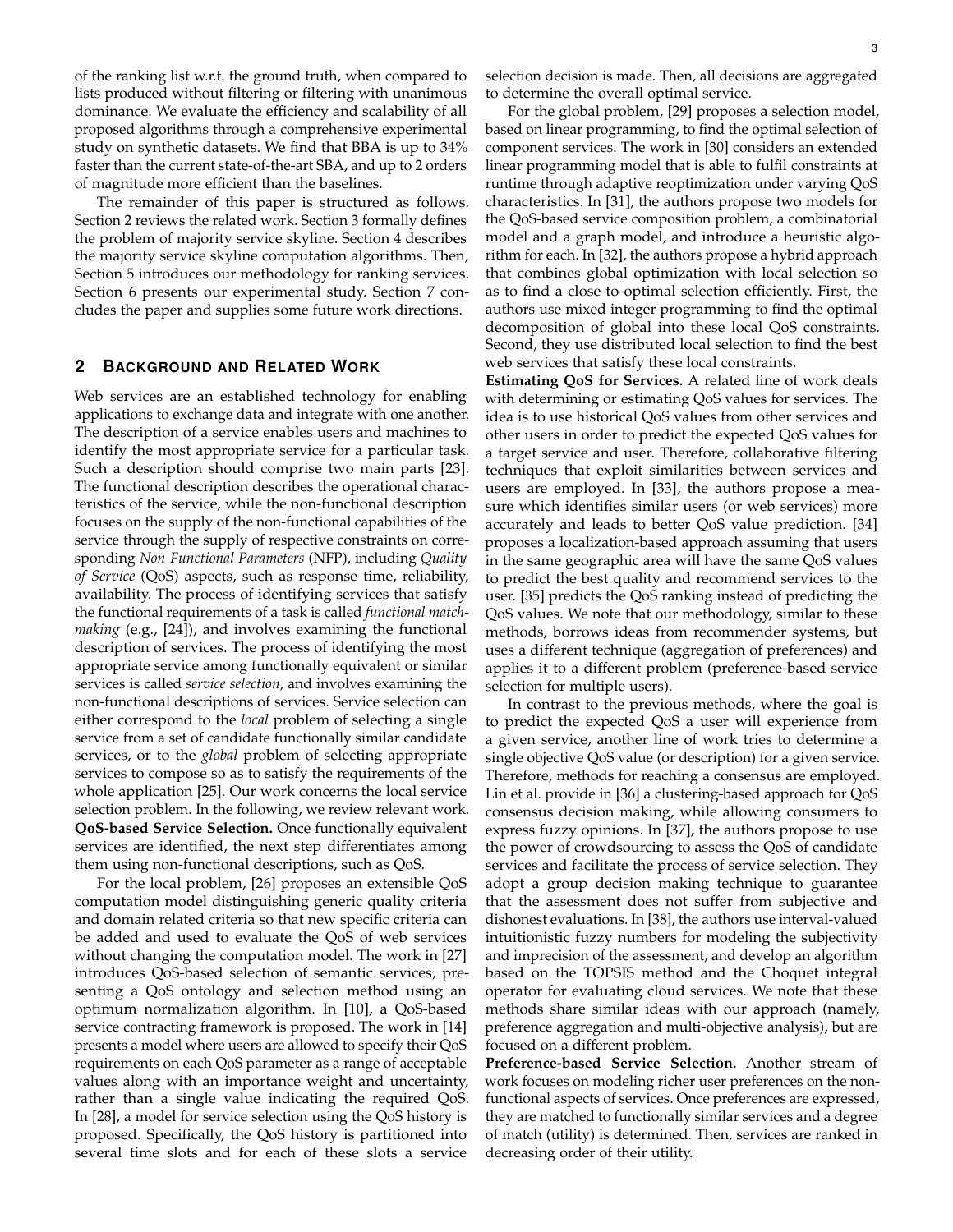of the ranking list w.r.t. the ground truth, when compared to lists produced without filtering or filtering with unanimous dominance. We evaluate the efficiency and scalability of all proposed algorithms through a comprehensive experimental study on synthetic datasets. We find that BBA is up to 34% faster than the current state-of-the-art SBA, and up to 2 orders of magnitude more efficient than the baselines.

The remainder of this paper is structured as follows. Section 2 reviews the related work. Section 3 formally defines the problem of majority service skyline. Section 4 describes the majority service skyline computation algorithms. Then, Section 5 introduces our methodology for ranking services. Section 6 presents our experimental study. Section 7 concludes the paper and supplies some future work directions.

## 2 Background and Related Work

Web services are an established technology for enabling applications to exchange data and integrate with one another. The description of a service enables users and machines to identify the most appropriate service for a particular task. Such a description should comprise two main parts [23]. The functional description describes the operational characteristics of the service, while the non-functional description focuses on the supply of the non-functional capabilities of the service through the supply of respective constraints on corresponding *Non-Functional Parameters* (NFP), including *Quality of Service* (QoS) aspects, such as response time, reliability, availability. The process of identifying services that satisfy the functional requirements of a task is called *functional matchmaking* (e.g., [24]), and involves examining the functional description of services. The process of identifying the most appropriate service among functionally equivalent or similar services is called *service selection*, and involves examining the non-functional descriptions of services. Service selection can either correspond to the *local* problem of selecting a single service from a set of candidate functionally similar candidate services, or to the *global* problem of selecting appropriate services to compose so as to satisfy the requirements of the whole application [25]. Our work concerns the local service selection problem. In the following, we review relevant work.

**QoS-based Service Selection.** Once functionally equivalent services are identified, the next step differentiates among them using non-functional descriptions, such as QoS.

For the local problem, [26] proposes an extensible QoS computation model distinguishing generic quality criteria and domain related criteria so that new specific criteria can be added and used to evaluate the QoS of web services without changing the computation model. The work in [27] introduces QoS-based selection of semantic services, presenting a QoS ontology and selection method using an optimum normalization algorithm. In [10], a QoS-based service contracting framework is proposed. The work in [14] presents a model where users are allowed to specify their QoS requirements on each QoS parameter as a range of acceptable values along with an importance weight and uncertainty, rather than a single value indicating the required QoS. In [28], a model for service selection using the QoS history is proposed. Specifically, the QoS history is partitioned into several time slots and for each of these slots a service selection decision is made. Then, all decisions are aggregated to determine the overall optimal service.

For the global problem, [29] proposes a selection model, based on linear programming, to find the optimal selection of component services. The work in [30] considers an extended linear programming model that is able to fulfil constraints at runtime through adaptive reoptimization under varying QoS characteristics. In [31], the authors propose two models for the QoS-based service composition problem, a combinatorial model and a graph model, and introduce a heuristic algorithm for each. In [32], the authors propose a hybrid approach that combines global optimization with local selection so as to find a close-to-optimal selection efficiently. First, the authors use mixed integer programming to find the optimal decomposition of global into these local QoS constraints. Second, they use distributed local selection to find the best web services that satisfy these local constraints.

**Estimating QoS for Services.** A related line of work deals with determining or estimating QoS values for services. The idea is to use historical QoS values from other services and other users in order to predict the expected QoS values for a target service and user. Therefore, collaborative filtering techniques that exploit similarities between services and users are employed. In [33], the authors propose a measure which identifies similar users (or web services) more accurately and leads to better QoS value prediction. [34] proposes a localization-based approach assuming that users in the same geographic area will have the same QoS values to predict the best quality and recommend services to the user. [35] predicts the QoS ranking instead of predicting the QoS values. We note that our methodology, similar to these methods, borrows ideas from recommender systems, but uses a different technique (aggregation of preferences) and applies it to a different problem (preference-based service selection for multiple users).

In contrast to the previous methods, where the goal is to predict the expected QoS a user will experience from a given service, another line of work tries to determine a single objective QoS value (or description) for a given service. Therefore, methods for reaching a consensus are employed. Lin et al. provide in [36] a clustering-based approach for QoS consensus decision making, while allowing consumers to express fuzzy opinions. In [37], the authors propose to use the power of crowdsourcing to assess the QoS of candidate services and facilitate the process of service selection. They adopt a group decision making technique to guarantee that the assessment does not suffer from subjective and dishonest evaluations. In [38], the authors use interval-valued intuitionistic fuzzy numbers for modeling the subjectivity and imprecision of the assessment, and develop an algorithm based on the TOPSIS method and the Choquet integral operator for evaluating cloud services. We note that these methods share similar ideas with our approach (namely, preference aggregation and multi-objective analysis), but are focused on a different problem.

**Preference-based Service Selection.** Another stream of work focuses on modeling richer user preferences on the non-functional aspects of services. Once preferences are expressed, they are matched to functionally similar services and a degree of match (utility) is determined. Then, services are ranked in decreasing order of their utility.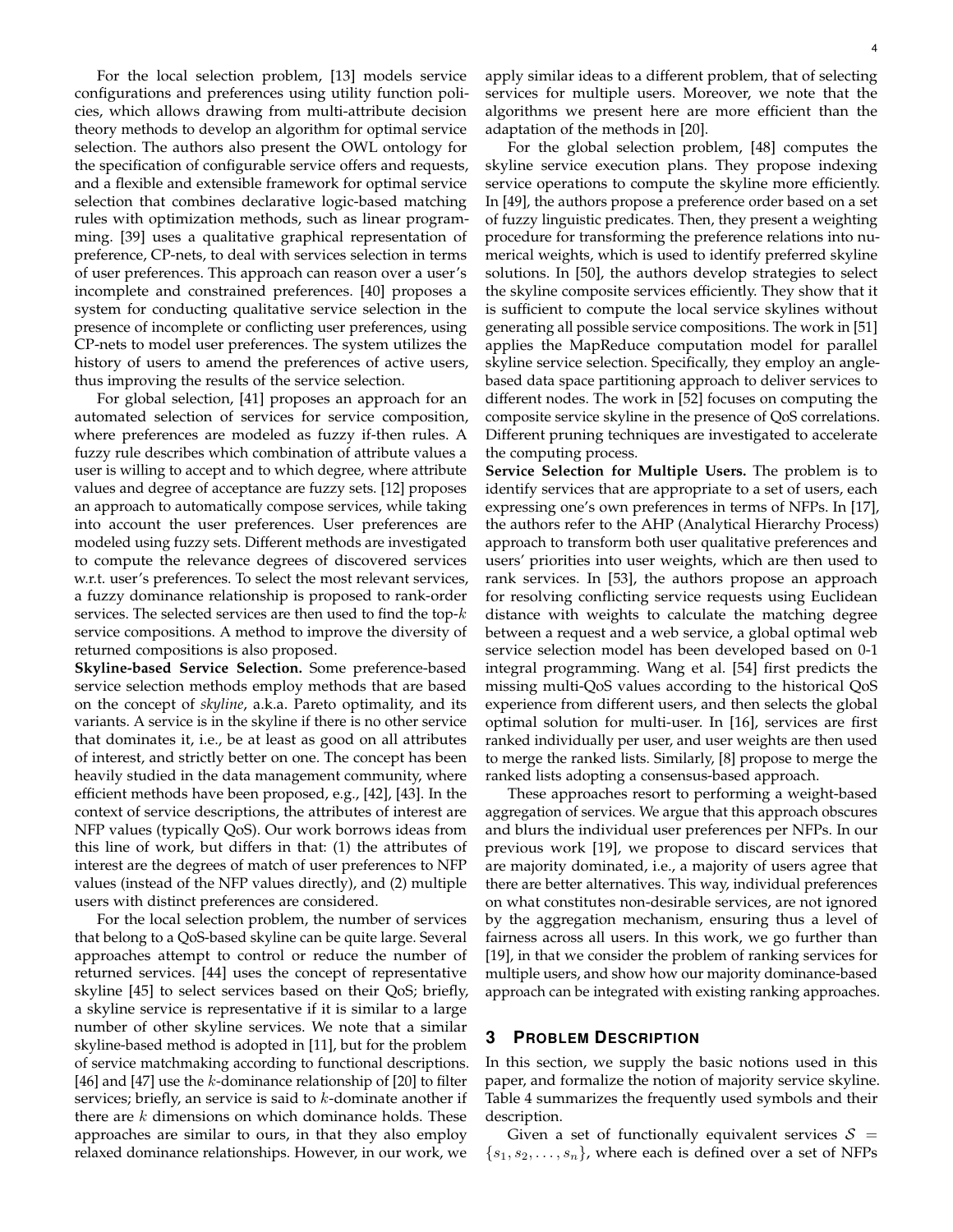For the local selection problem, [13] models service configurations and preferences using utility function policies, which allows drawing from multi-attribute decision theory methods to develop an algorithm for optimal service selection. The authors also present the OWL ontology for the specification of configurable service offers and requests, and a flexible and extensible framework for optimal service selection that combines declarative logic-based matching rules with optimization methods, such as linear programming. [39] uses a qualitative graphical representation of preference, CP-nets, to deal with services selection in terms of user preferences. This approach can reason over a user's incomplete and constrained preferences. [40] proposes a system for conducting qualitative service selection in the presence of incomplete or conflicting user preferences, using CP-nets to model user preferences. The system utilizes the history of users to amend the preferences of active users, thus improving the results of the service selection.

For global selection, [41] proposes an approach for an automated selection of services for service composition, where preferences are modeled as fuzzy if-then rules. A fuzzy rule describes which combination of attribute values a user is willing to accept and to which degree, where attribute values and degree of acceptance are fuzzy sets. [12] proposes an approach to automatically compose services, while taking into account the user preferences. User preferences are modeled using fuzzy sets. Different methods are investigated to compute the relevance degrees of discovered services w.r.t. user's preferences. To select the most relevant services, a fuzzy dominance relationship is proposed to rank-order services. The selected services are then used to find the top-$k$ service compositions. A method to improve the diversity of returned compositions is also proposed.

**Skyline-based Service Selection.** Some preference-based service selection methods employ methods that are based on the concept of *skyline*, a.k.a. Pareto optimality, and its variants. A service is in the skyline if there is no other service that dominates it, i.e., be at least as good on all attributes of interest, and strictly better on one. The concept has been heavily studied in the data management community, where efficient methods have been proposed, e.g., [42], [43]. In the context of service descriptions, the attributes of interest are NFP values (typically QoS). Our work borrows ideas from this line of work, but differs in that: (1) the attributes of interest are the degrees of match of user preferences to NFP values (instead of the NFP values directly), and (2) multiple users with distinct preferences are considered.

For the local selection problem, the number of services that belong to a QoS-based skyline can be quite large. Several approaches attempt to control or reduce the number of returned services. [44] uses the concept of representative skyline [45] to select services based on their QoS; briefly, a skyline service is representative if it is similar to a large number of other skyline services. We note that a similar skyline-based method is adopted in [11], but for the problem of service matchmaking according to functional descriptions. [46] and [47] use the $k$-dominance relationship of [20] to filter services; briefly, an service is said to $k$-dominate another if there are $k$ dimensions on which dominance holds. These approaches are similar to ours, in that they also employ relaxed dominance relationships. However, in our work, we apply similar ideas to a different problem, that of selecting services for multiple users. Moreover, we note that the algorithms we present here are more efficient than the adaptation of the methods in [20].

For the global selection problem, [48] computes the skyline service execution plans. They propose indexing service operations to compute the skyline more efficiently. In [49], the authors propose a preference order based on a set of fuzzy linguistic predicates. Then, they present a weighting procedure for transforming the preference relations into numerical weights, which is used to identify preferred skyline solutions. In [50], the authors develop strategies to select the skyline composite services efficiently. They show that it is sufficient to compute the local service skylines without generating all possible service compositions. The work in [51] applies the MapReduce computation model for parallel skyline service selection. Specifically, they employ an angle-based data space partitioning approach to deliver services to different nodes. The work in [52] focuses on computing the composite service skyline in the presence of QoS correlations. Different pruning techniques are investigated to accelerate the computing process.

**Service Selection for Multiple Users.** The problem is to identify services that are appropriate to a set of users, each expressing one's own preferences in terms of NFPs. In [17], the authors refer to the AHP (Analytical Hierarchy Process) approach to transform both user qualitative preferences and users' priorities into user weights, which are then used to rank services. In [53], the authors propose an approach for resolving conflicting service requests using Euclidean distance with weights to calculate the matching degree between a request and a web service, a global optimal web service selection model has been developed based on 0-1 integral programming. Wang et al. [54] first predicts the missing multi-QoS values according to the historical QoS experience from different users, and then selects the global optimal solution for multi-user. In [16], services are first ranked individually per user, and user weights are then used to merge the ranked lists. Similarly, [8] propose to merge the ranked lists adopting a consensus-based approach.

These approaches resort to performing a weight-based aggregation of services. We argue that this approach obscures and blurs the individual user preferences per NFPs. In our previous work [19], we propose to discard services that are majority dominated, i.e., a majority of users agree that there are better alternatives. This way, individual preferences on what constitutes non-desirable services, are not ignored by the aggregation mechanism, ensuring thus a level of fairness across all users. In this work, we go further than [19], in that we consider the problem of ranking services for multiple users, and show how our majority dominance-based approach can be integrated with existing ranking approaches.

## 3 Problem Description

In this section, we supply the basic notions used in this paper, and formalize the notion of majority service skyline. Table 4 summarizes the frequently used symbols and their description.

Given a set of functionally equivalent services $\mathcal{S} = \{s_1, s_2, \ldots, s_n\}$, where each is defined over a set of NFPs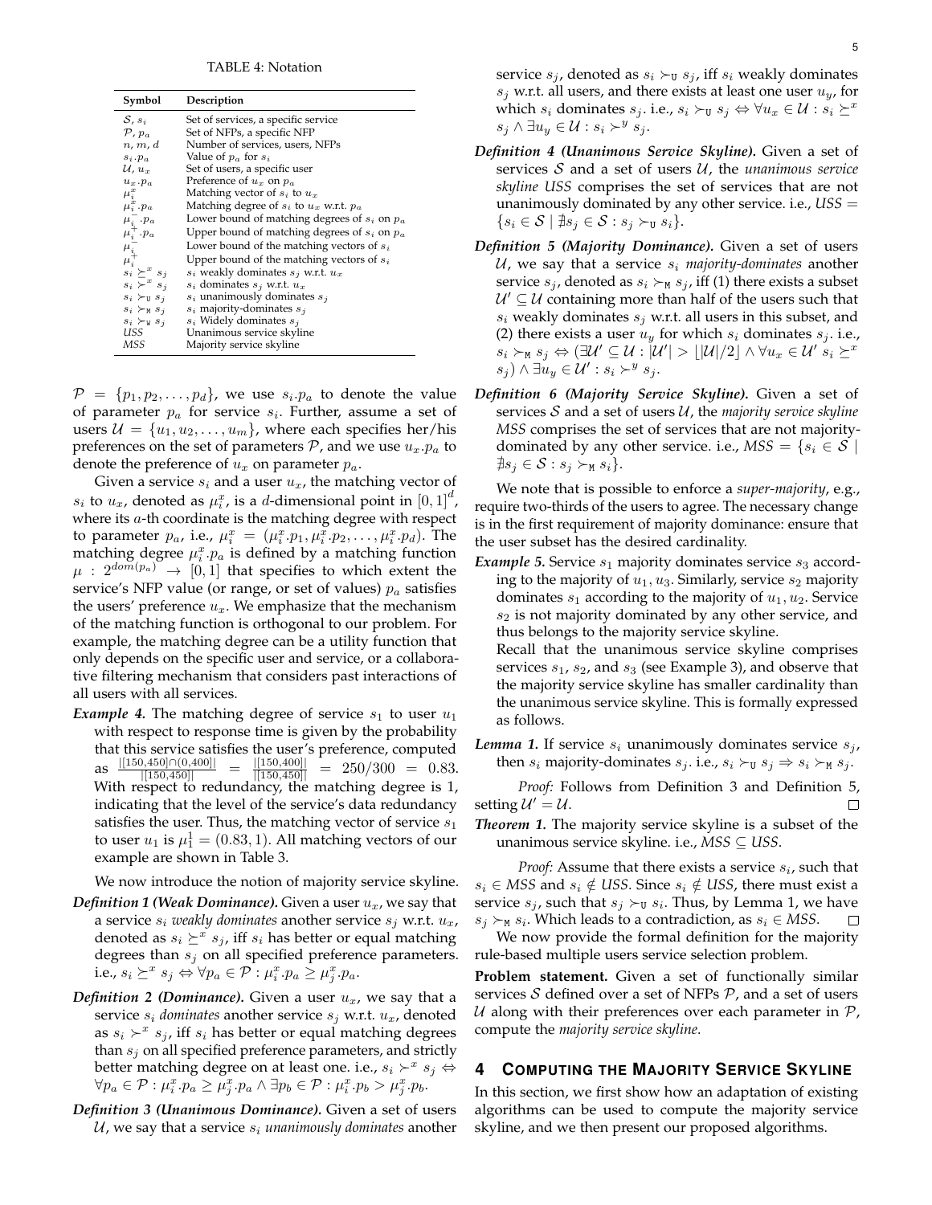TABLE 4: Notation

| Symbol | Description |
|---|---|
| $\mathcal{S}$, $s_i$ | Set of services, a specific service |
| $\mathcal{P}$, $p_a$ | Set of NFPs, a specific NFP |
| $n$, $m$, $d$ | Number of services, users, NFPs |
| $s_i.p_a$ | Value of $p_a$ for $s_i$ |
| $\mathcal{U}$, $u_x$ | Set of users, a specific user |
| $u_x.p_a$ | Preference of $u_x$ on $p_a$ |
| $\mu_i^x$ | Matching vector of $s_i$ to $u_x$ |
| $\mu_i^x.p_a$ | Matching degree of $s_i$ to $u_x$ w.r.t. $p_a$ |
| $\mu_i^-.p_a$ | Lower bound of matching degrees of $s_i$ on $p_a$ |
| $\mu_i^+.p_a$ | Upper bound of matching degrees of $s_i$ on $p_a$ |
| $\mu_i^-$ | Lower bound of the matching vectors of $s_i$ |
| $\mu_i^+$ | Upper bound of the matching vectors of $s_i$ |
| $s_i \succeq^x s_j$ | $s_i$ weakly dominates $s_j$ w.r.t. $u_x$ |
| $s_i \succ^x s_j$ | $s_i$ dominates $s_j$ w.r.t. $u_x$ |
| $s_i \succ_{\mathtt{U}} s_j$ | $s_i$ unanimously dominates $s_j$ |
| $s_i \succ_{\mathtt{M}} s_j$ | $s_i$ majority-dominates $s_j$ |
| $s_i \succ_{\mathtt{W}} s_j$ | $s_i$ Widely dominates $s_j$ |
| *USS* | Unanimous service skyline |
| *MSS* | Majority service skyline |

$\mathcal{P} = \{p_1, p_2, \ldots, p_d\}$, we use $s_i.p_a$ to denote the value of parameter $p_a$ for service $s_i$. Further, assume a set of users $\mathcal{U} = \{u_1, u_2, \ldots, u_m\}$, where each specifies her/his preferences on the set of parameters $\mathcal{P}$, and we use $u_x.p_a$ to denote the preference of $u_x$ on parameter $p_a$.

Given a service $s_i$ and a user $u_x$, the matching vector of $s_i$ to $u_x$, denoted as $\mu_i^x$, is a $d$-dimensional point in $[0,1]^d$, where its $a$-th coordinate is the matching degree with respect to parameter $p_a$, i.e., $\mu_i^x = (\mu_i^x.p_1, \mu_i^x.p_2, \ldots, \mu_i^x.p_d)$. The matching degree $\mu_i^x.p_a$ is defined by a matching function $\mu : 2^{dom(p_a)} \rightarrow [0,1]$ that specifies to which extent the service's NFP value (or range, or set of values) $p_a$ satisfies the users' preference $u_x$. We emphasize that the mechanism of the matching function is orthogonal to our problem. For example, the matching degree can be a utility function that only depends on the specific user and service, or a collaborative filtering mechanism that considers past interactions of all users with all services.

***Example 4.*** The matching degree of service $s_1$ to user $u_1$ with respect to response time is given by the probability that this service satisfies the user's preference, computed as $\frac{||[150,450] \cap (0,400]||}{||[150,450]||} = \frac{||[150,400]||}{||[150,450]||} = 250/300 = 0.83$. With respect to redundancy, the matching degree is 1, indicating that the level of the service's data redundancy satisfies the user. Thus, the matching vector of service $s_1$ to user $u_1$ is $\mu_1^1 = (0.83, 1)$. All matching vectors of our example are shown in Table 3.

We now introduce the notion of majority service skyline.

***Definition 1 (Weak Dominance).*** Given a user $u_x$, we say that a service $s_i$ *weakly dominates* another service $s_j$ w.r.t. $u_x$, denoted as $s_i \succeq^x s_j$, iff $s_i$ has better or equal matching degrees than $s_j$ on all specified preference parameters. i.e., $s_i \succeq^x s_j \Leftrightarrow \forall p_a \in \mathcal{P} : \mu_i^x.p_a \geq \mu_j^x.p_a$.

***Definition 2 (Dominance).*** Given a user $u_x$, we say that a service $s_i$ *dominates* another service $s_j$ w.r.t. $u_x$, denoted as $s_i \succ^x s_j$, iff $s_i$ has better or equal matching degrees than $s_j$ on all specified preference parameters, and strictly better matching degree on at least one. i.e., $s_i \succ^x s_j \Leftrightarrow \forall p_a \in \mathcal{P} : \mu_i^x.p_a \geq \mu_j^x.p_a \wedge \exists p_b \in \mathcal{P} : \mu_i^x.p_b > \mu_j^x.p_b$.

***Definition 3 (Unanimous Dominance).*** Given a set of users $\mathcal{U}$, we say that a service $s_i$ *unanimously dominates* another service $s_j$, denoted as $s_i \succ_{\mathtt{U}} s_j$, iff $s_i$ weakly dominates $s_j$ w.r.t. all users, and there exists at least one user $u_y$, for which $s_i$ dominates $s_j$. i.e., $s_i \succ_{\mathtt{U}} s_j \Leftrightarrow \forall u_x \in \mathcal{U} : s_i \succeq^x s_j \wedge \exists u_y \in \mathcal{U} : s_i \succ^y s_j$.

***Definition 4 (Unanimous Service Skyline).*** Given a set of services $\mathcal{S}$ and a set of users $\mathcal{U}$, the *unanimous service skyline USS* comprises the set of services that are not unanimously dominated by any other service. i.e., $USS = \{s_i \in \mathcal{S} \mid \nexists s_j \in \mathcal{S} : s_j \succ_{\mathtt{U}} s_i\}$.

***Definition 5 (Majority Dominance).*** Given a set of users $\mathcal{U}$, we say that a service $s_i$ *majority-dominates* another service $s_j$, denoted as $s_i \succ_{\mathtt{M}} s_j$, iff (1) there exists a subset $\mathcal{U}' \subseteq \mathcal{U}$ containing more than half of the users such that $s_i$ weakly dominates $s_j$ w.r.t. all users in this subset, and (2) there exists a user $u_y$ for which $s_i$ dominates $s_j$. i.e., $s_i \succ_{\mathtt{M}} s_j \Leftrightarrow (\exists \mathcal{U}' \subseteq \mathcal{U} : |\mathcal{U}'| > \lfloor |\mathcal{U}|/2 \rfloor \wedge \forall u_x \in \mathcal{U}' \; s_i \succeq^x s_j) \wedge \exists u_y \in \mathcal{U}' : s_i \succ^y s_j$.

***Definition 6 (Majority Service Skyline).*** Given a set of services $\mathcal{S}$ and a set of users $\mathcal{U}$, the *majority service skyline MSS* comprises the set of services that are not majority-dominated by any other service. i.e., $MSS = \{s_i \in \mathcal{S} \mid \nexists s_j \in \mathcal{S} : s_j \succ_{\mathtt{M}} s_i\}$.

We note that is possible to enforce a *super-majority*, e.g., require two-thirds of the users to agree. The necessary change is in the first requirement of majority dominance: ensure that the user subset has the desired cardinality.

***Example 5.*** Service $s_1$ majority dominates service $s_3$ according to the majority of $u_1, u_3$. Similarly, service $s_2$ majority dominates $s_1$ according to the majority of $u_1, u_2$. Service $s_2$ is not majority dominated by any other service, and thus belongs to the majority service skyline.
Recall that the unanimous service skyline comprises services $s_1$, $s_2$, and $s_3$ (see Example 3), and observe that the majority service skyline has smaller cardinality than the unanimous service skyline. This is formally expressed as follows.

***Lemma 1.*** If service $s_i$ unanimously dominates service $s_j$, then $s_i$ majority-dominates $s_j$. i.e., $s_i \succ_{\mathtt{U}} s_j \Rightarrow s_i \succ_{\mathtt{M}} s_j$.

*Proof:* Follows from Definition 3 and Definition 5, setting $\mathcal{U}' = \mathcal{U}$. □

***Theorem 1.*** The majority service skyline is a subset of the unanimous service skyline. i.e., $MSS \subseteq USS$.

*Proof:* Assume that there exists a service $s_i$, such that $s_i \in MSS$ and $s_i \notin USS$. Since $s_i \notin USS$, there must exist a service $s_j$, such that $s_j \succ_{\mathtt{U}} s_i$. Thus, by Lemma 1, we have $s_j \succ_{\mathtt{M}} s_i$. Which leads to a contradiction, as $s_i \in MSS$. □

We now provide the formal definition for the majority rule-based multiple users service selection problem.

**Problem statement.** Given a set of functionally similar services $\mathcal{S}$ defined over a set of NFPs $\mathcal{P}$, and a set of users $\mathcal{U}$ along with their preferences over each parameter in $\mathcal{P}$, compute the *majority service skyline*.

## 4 Computing the Majority Service Skyline

In this section, we first show how an adaptation of existing algorithms can be used to compute the majority service skyline, and we then present our proposed algorithms.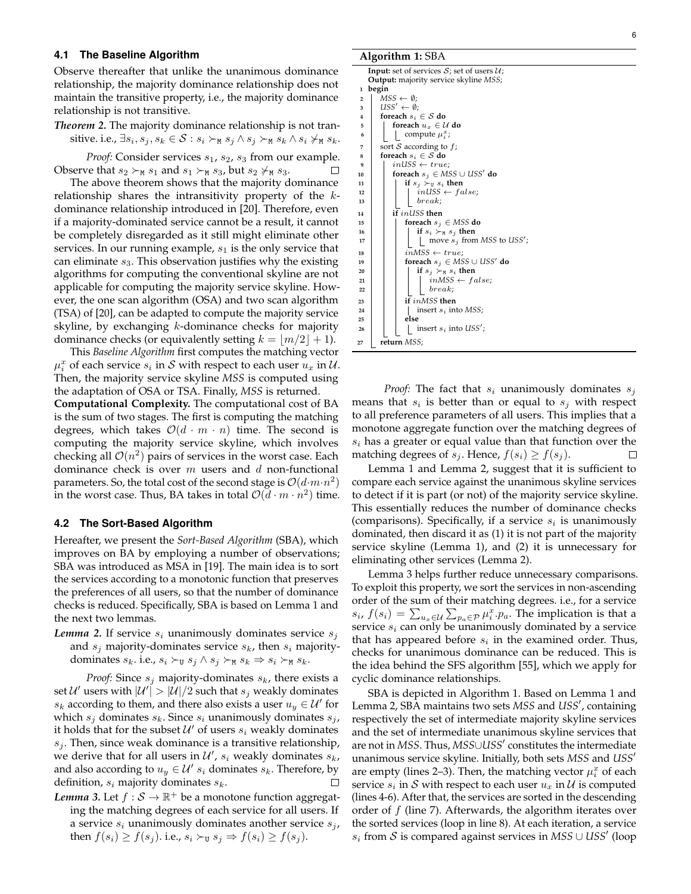### 4.1 The Baseline Algorithm

Observe thereafter that unlike the unanimous dominance relationship, the majority dominance relationship does not maintain the transitive property, i.e., the majority dominance relationship is not transitive.

***Theorem 2.*** The majority dominance relationship is not transitive. i.e., $\exists s_i, s_j, s_k \in \mathcal{S} : s_i \succ_{\mathtt{M}} s_j \wedge s_j \succ_{\mathtt{M}} s_k \wedge s_i \not\succ_{\mathtt{M}} s_k$.

*Proof:* Consider services $s_1$, $s_2$, $s_3$ from our example. Observe that $s_2 \succ_{\mathtt{M}} s_1$ and $s_1 \succ_{\mathtt{M}} s_3$, but $s_2 \not\succ_{\mathtt{M}} s_3$. □

The above theorem shows that the majority dominance relationship shares the intransitivity property of the $k$-dominance relationship introduced in [20]. Therefore, even if a majority-dominated service cannot be a result, it cannot be completely disregarded as it still might eliminate other services. In our running example, $s_1$ is the only service that can eliminate $s_3$. This observation justifies why the existing algorithms for computing the conventional skyline are not applicable for computing the majority service skyline. However, the one scan algorithm (OSA) and two scan algorithm (TSA) of [20], can be adapted to compute the majority service skyline, by exchanging $k$-dominance checks for majority dominance checks (or equivalently setting $k = \lfloor m/2 \rfloor + 1$).

This *Baseline Algorithm* first computes the matching vector $\mu_i^x$ of each service $s_i$ in $\mathcal{S}$ with respect to each user $u_x$ in $\mathcal{U}$. Then, the majority service skyline *MSS* is computed using the adaptation of OSA or TSA. Finally, *MSS* is returned.

**Computational Complexity.** The computational cost of BA is the sum of two stages. The first is computing the matching degrees, which takes $\mathcal{O}(d \cdot m \cdot n)$ time. The second is computing the majority service skyline, which involves checking all $\mathcal{O}(n^2)$ pairs of services in the worst case. Each dominance check is over $m$ users and $d$ non-functional parameters. So, the total cost of the second stage is $\mathcal{O}(d \cdot m \cdot n^2)$ in the worst case. Thus, BA takes in total $\mathcal{O}(d \cdot m \cdot n^2)$ time.

### 4.2 The Sort-Based Algorithm

Hereafter, we present the *Sort-Based Algorithm* (SBA), which improves on BA by employing a number of observations; SBA was introduced as MSA in [19]. The main idea is to sort the services according to a monotonic function that preserves the preferences of all users, so that the number of dominance checks is reduced. Specifically, SBA is based on Lemma 1 and the next two lemmas.

***Lemma 2.*** If service $s_i$ unanimously dominates service $s_j$ and $s_j$ majority-dominates service $s_k$, then $s_i$ majority-dominates $s_k$. i.e., $s_i \succ_{\mathtt{U}} s_j \wedge s_j \succ_{\mathtt{M}} s_k \Rightarrow s_i \succ_{\mathtt{M}} s_k$.

*Proof:* Since $s_j$ majority-dominates $s_k$, there exists a set $\mathcal{U}'$ users with $|\mathcal{U}'| > |\mathcal{U}|/2$ such that $s_j$ weakly dominates $s_k$ according to them, and there also exists a user $u_y \in \mathcal{U}'$ for which $s_j$ dominates $s_k$. Since $s_i$ unanimously dominates $s_j$, it holds that for the subset $\mathcal{U}'$ of users $s_i$ weakly dominates $s_j$. Then, since weak dominance is a transitive relationship, we derive that for all users in $\mathcal{U}'$, $s_i$ weakly dominates $s_k$, and also according to $u_y \in \mathcal{U}'$ $s_i$ dominates $s_k$. Therefore, by definition, $s_i$ majority dominates $s_k$. □

***Lemma 3.*** Let $f : \mathcal{S} \to \mathbb{R}^+$ be a monotone function aggregating the matching degrees of each service for all users. If a service $s_i$ unanimously dominates another service $s_j$, then $f(s_i) \geq f(s_j)$. i.e., $s_i \succ_{\mathtt{U}} s_j \Rightarrow f(s_i) \geq f(s_j)$.

```
Algorithm 1: SBA
Input: set of services S; set of users U;
Output: majority service skyline MSS;
1  begin
2      MSS ← ∅;
3      USS' ← ∅;
4      foreach s_i ∈ S do
5          foreach u_x ∈ U do
6              compute μ_i^x;
7      sort S according to f;
8      foreach s_i ∈ S do
9          inUSS ← true;
10         foreach s_j ∈ MSS ∪ USS' do
11             if s_j ≻_U s_i then
12                 inUSS ← false;
13                 break;
14         if inUSS then
15             foreach s_j ∈ MSS do
16                 if s_i ≻_M s_j then
17                     move s_j from MSS to USS';
18             inMSS ← true;
19             foreach s_j ∈ MSS ∪ USS' do
20                 if s_j ≻_M s_i then
21                     inMSS ← false;
22                     break;
23             if inMSS then
24                 insert s_i into MSS;
25             else
26                 insert s_i into USS';
27     return MSS;
```

*Proof:* The fact that $s_i$ unanimously dominates $s_j$ means that $s_i$ is better than or equal to $s_j$ with respect to all preference parameters of all users. This implies that a monotone aggregate function over the matching degrees of $s_i$ has a greater or equal value than that function over the matching degrees of $s_j$. Hence, $f(s_i) \geq f(s_j)$. □

Lemma 1 and Lemma 2, suggest that it is sufficient to compare each service against the unanimous skyline services to detect if it is part (or not) of the majority service skyline. This essentially reduces the number of dominance checks (comparisons). Specifically, if a service $s_i$ is unanimously dominated, then discard it as (1) it is not part of the majority service skyline (Lemma 1), and (2) it is unnecessary for eliminating other services (Lemma 2).

Lemma 3 helps further reduce unnecessary comparisons. To exploit this property, we sort the services in non-ascending order of the sum of their matching degrees. i.e., for a service $s_i$, $f(s_i) = \sum_{u_x \in \mathcal{U}} \sum_{p_a \in \mathcal{P}} \mu_i^x.p_a$. The implication is that a service $s_i$ can only be unanimously dominated by a service that has appeared before $s_i$ in the examined order. Thus, checks for unanimous dominance can be reduced. This is the idea behind the SFS algorithm [55], which we apply for cyclic dominance relationships.

SBA is depicted in Algorithm 1. Based on Lemma 1 and Lemma 2, SBA maintains two sets *MSS* and *USS'*, containing respectively the set of intermediate majority skyline services and the set of intermediate unanimous skyline services that are not in *MSS*. Thus, *MSS*∪*USS'* constitutes the intermediate unanimous service skyline. Initially, both sets *MSS* and *USS'* are empty (lines 2–3). Then, the matching vector $\mu_i^x$ of each service $s_i$ in $\mathcal{S}$ with respect to each user $u_x$ in $\mathcal{U}$ is computed (lines 4-6). After that, the services are sorted in the descending order of $f$ (line 7). Afterwards, the algorithm iterates over the sorted services (loop in line 8). At each iteration, a service $s_i$ from $\mathcal{S}$ is compared against services in *MSS* ∪ *USS'* (loop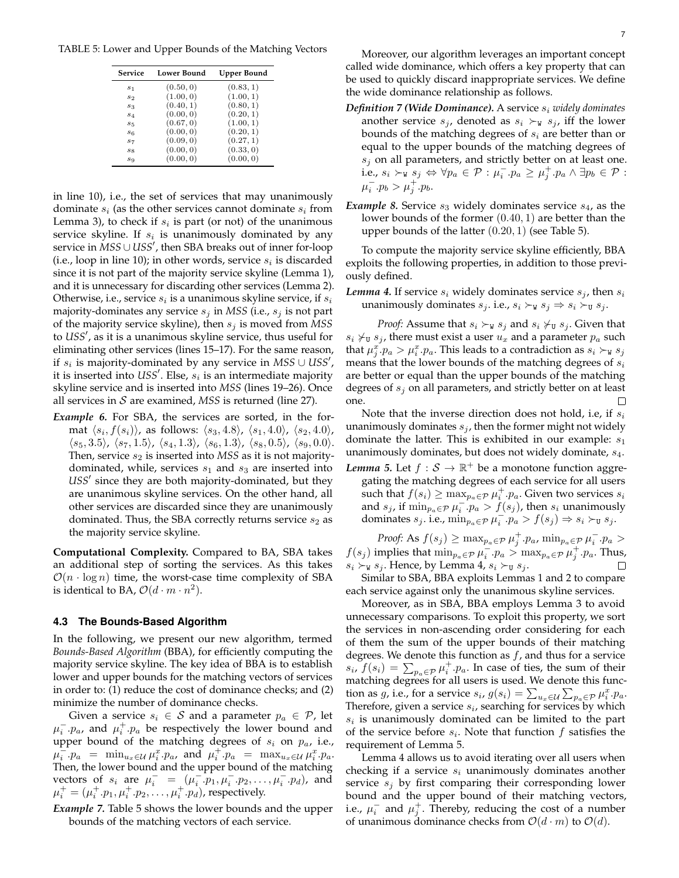TABLE 5: Lower and Upper Bounds of the Matching Vectors

| Service | Lower Bound | Upper Bound |
|---|---|---|
| $s_1$ | $(0.50, 0)$ | $(0.83, 1)$ |
| $s_2$ | $(1.00, 0)$ | $(1.00, 1)$ |
| $s_3$ | $(0.40, 1)$ | $(0.80, 1)$ |
| $s_4$ | $(0.00, 0)$ | $(0.20, 1)$ |
| $s_5$ | $(0.67, 0)$ | $(1.00, 1)$ |
| $s_6$ | $(0.00, 0)$ | $(0.20, 1)$ |
| $s_7$ | $(0.09, 0)$ | $(0.27, 1)$ |
| $s_8$ | $(0.00, 0)$ | $(0.33, 0)$ |
| $s_9$ | $(0.00, 0)$ | $(0.00, 0)$ |

in line 10), i.e., the set of services that may unanimously dominate $s_i$ (as the other services cannot dominate $s_i$ from Lemma 3), to check if $s_i$ is part (or not) of the unanimous service skyline. If $s_i$ is unanimously dominated by any service in $MSS \cup USS'$, then SBA breaks out of inner for-loop (i.e., loop in line 10); in other words, service $s_i$ is discarded since it is not part of the majority service skyline (Lemma 1), and it is unnecessary for discarding other services (Lemma 2). Otherwise, i.e., service $s_i$ is a unanimous skyline service, if $s_i$ majority-dominates any service $s_j$ in *MSS* (i.e., $s_j$ is not part of the majority service skyline), then $s_j$ is moved from *MSS* to $USS'$, as it is a unanimous skyline service, thus useful for eliminating other services (lines 15–17). For the same reason, if $s_i$ is majority-dominated by any service in $MSS \cup USS'$, it is inserted into $USS'$. Else, $s_i$ is an intermediate majority skyline service and is inserted into *MSS* (lines 19–26). Once all services in $\mathcal{S}$ are examined, *MSS* is returned (line 27).

***Example 6.*** For SBA, the services are sorted, in the format $\langle s_i, f(s_i)\rangle$, as follows: $\langle s_3, 4.8\rangle$, $\langle s_1, 4.0\rangle$, $\langle s_2, 4.0\rangle$, $\langle s_5, 3.5\rangle$, $\langle s_7, 1.5\rangle$, $\langle s_4, 1.3\rangle$, $\langle s_6, 1.3\rangle$, $\langle s_8, 0.5\rangle$, $\langle s_9, 0.0\rangle$. Then, service $s_2$ is inserted into *MSS* as it is not majority-dominated, while, services $s_1$ and $s_3$ are inserted into $USS'$ since they are both majority-dominated, but they are unanimous skyline services. On the other hand, all other services are discarded since they are unanimously dominated. Thus, the SBA correctly returns service $s_2$ as the majority service skyline.

**Computational Complexity.** Compared to BA, SBA takes an additional step of sorting the services. As this takes $\mathcal{O}(n \cdot \log n)$ time, the worst-case time complexity of SBA is identical to BA, $\mathcal{O}(d \cdot m \cdot n^2)$.

### 4.3 The Bounds-Based Algorithm

In the following, we present our new algorithm, termed *Bounds-Based Algorithm* (BBA), for efficiently computing the majority service skyline. The key idea of BBA is to establish lower and upper bounds for the matching vectors of services in order to: (1) reduce the cost of dominance checks; and (2) minimize the number of dominance checks.

Given a service $s_i \in \mathcal{S}$ and a parameter $p_a \in \mathcal{P}$, let $\mu_i^-.p_a$, and $\mu_i^+.p_a$ be respectively the lower bound and upper bound of the matching degrees of $s_i$ on $p_a$, i.e., $\mu_i^-.p_a = \min_{u_x \in \mathcal{U}} \mu_i^x.p_a$, and $\mu_i^+.p_a = \max_{u_x \in \mathcal{U}} \mu_i^x.p_a$. Then, the lower bound and the upper bound of the matching vectors of $s_i$ are $\mu_i^- = (\mu_i^-.p_1, \mu_i^-.p_2, \ldots, \mu_i^-.p_d)$, and $\mu_i^+ = (\mu_i^+.p_1, \mu_i^+.p_2, \ldots, \mu_i^+.p_d)$, respectively.

***Example 7.*** Table 5 shows the lower bounds and the upper bounds of the matching vectors of each service.

Moreover, our algorithm leverages an important concept called wide dominance, which offers a key property that can be used to quickly discard inappropriate services. We define the wide dominance relationship as follows.

***Definition 7 (Wide Dominance).*** A service $s_i$ *widely dominates* another service $s_j$, denoted as $s_i \succ_{\mathtt{W}} s_j$, iff the lower bounds of the matching degrees of $s_i$ are better than or equal to the upper bounds of the matching degrees of $s_j$ on all parameters, and strictly better on at least one. i.e., $s_i \succ_{\mathtt{W}} s_j \Leftrightarrow \forall p_a \in \mathcal{P} : \mu_i^-.p_a \geq \mu_j^+.p_a \wedge \exists p_b \in \mathcal{P} : \mu_i^-.p_b > \mu_j^+.p_b$.

***Example 8.*** Service $s_3$ widely dominates service $s_4$, as the lower bounds of the former $(0.40, 1)$ are better than the upper bounds of the latter $(0.20, 1)$ (see Table 5).

To compute the majority service skyline efficiently, BBA exploits the following properties, in addition to those previously defined.

***Lemma 4.*** If service $s_i$ widely dominates service $s_j$, then $s_i$ unanimously dominates $s_j$. i.e., $s_i \succ_{\mathtt{W}} s_j \Rightarrow s_i \succ_{\mathtt{U}} s_j$.

*Proof:* Assume that $s_i \succ_{\mathtt{W}} s_j$ and $s_i \not\succ_{\mathtt{U}} s_j$. Given that $s_i \not\succ_{\mathtt{U}} s_j$, there must exist a user $u_x$ and a parameter $p_a$ such that $\mu_j^x.p_a > \mu_i^x.p_a$. This leads to a contradiction as $s_i \succ_{\mathtt{W}} s_j$ means that the lower bounds of the matching degrees of $s_i$ are better or equal than the upper bounds of the matching degrees of $s_j$ on all parameters, and strictly better on at least one. □

Note that the inverse direction does not hold, i.e, if $s_i$ unanimously dominates $s_j$, then the former might not widely dominate the latter. This is exhibited in our example: $s_1$ unanimously dominates, but does not widely dominate, $s_4$.

***Lemma 5.*** Let $f : \mathcal{S} \rightarrow \mathbb{R}^+$ be a monotone function aggregating the matching degrees of each service for all users such that $f(s_i) \geq \max_{p_a \in \mathcal{P}} \mu_i^+.p_a$. Given two services $s_i$ and $s_j$, if $\min_{p_a \in \mathcal{P}} \mu_i^-.p_a > f(s_j)$, then $s_i$ unanimously dominates $s_j$. i.e., $\min_{p_a \in \mathcal{P}} \mu_i^-.p_a > f(s_j) \Rightarrow s_i \succ_{\mathtt{U}} s_j$.

*Proof:* As $f(s_j) \geq \max_{p_a \in \mathcal{P}} \mu_j^+.p_a$, $\min_{p_a \in \mathcal{P}} \mu_i^-.p_a > f(s_j)$ implies that $\min_{p_a \in \mathcal{P}} \mu_i^-.p_a > \max_{p_a \in \mathcal{P}} \mu_j^+.p_a$. Thus, $s_i \succ_{\mathtt{W}} s_j$. Hence, by Lemma 4, $s_i \succ_{\mathtt{U}} s_j$. □

Similar to SBA, BBA exploits Lemmas 1 and 2 to compare each service against only the unanimous skyline services.

Moreover, as in SBA, BBA employs Lemma 3 to avoid unnecessary comparisons. To exploit this property, we sort the services in non-ascending order considering for each of them the sum of the upper bounds of their matching degrees. We denote this function as $f$, and thus for a service $s_i$, $f(s_i) = \sum_{p_a \in \mathcal{P}} \mu_i^+.p_a$. In case of ties, the sum of their matching degrees for all users is used. We denote this function as $g$, i.e., for a service $s_i$, $g(s_i) = \sum_{u_x \in \mathcal{U}} \sum_{p_a \in \mathcal{P}} \mu_i^x.p_a$. Therefore, given a service $s_i$, searching for services by which $s_i$ is unanimously dominated can be limited to the part of the service before $s_i$. Note that function $f$ satisfies the requirement of Lemma 5.

Lemma 4 allows us to avoid iterating over all users when checking if a service $s_i$ unanimously dominates another service $s_j$ by first comparing their corresponding lower bound and the upper bound of their matching vectors, i.e., $\mu_i^-$ and $\mu_j^+$. Thereby, reducing the cost of a number of unanimous dominance checks from $\mathcal{O}(d \cdot m)$ to $\mathcal{O}(d)$.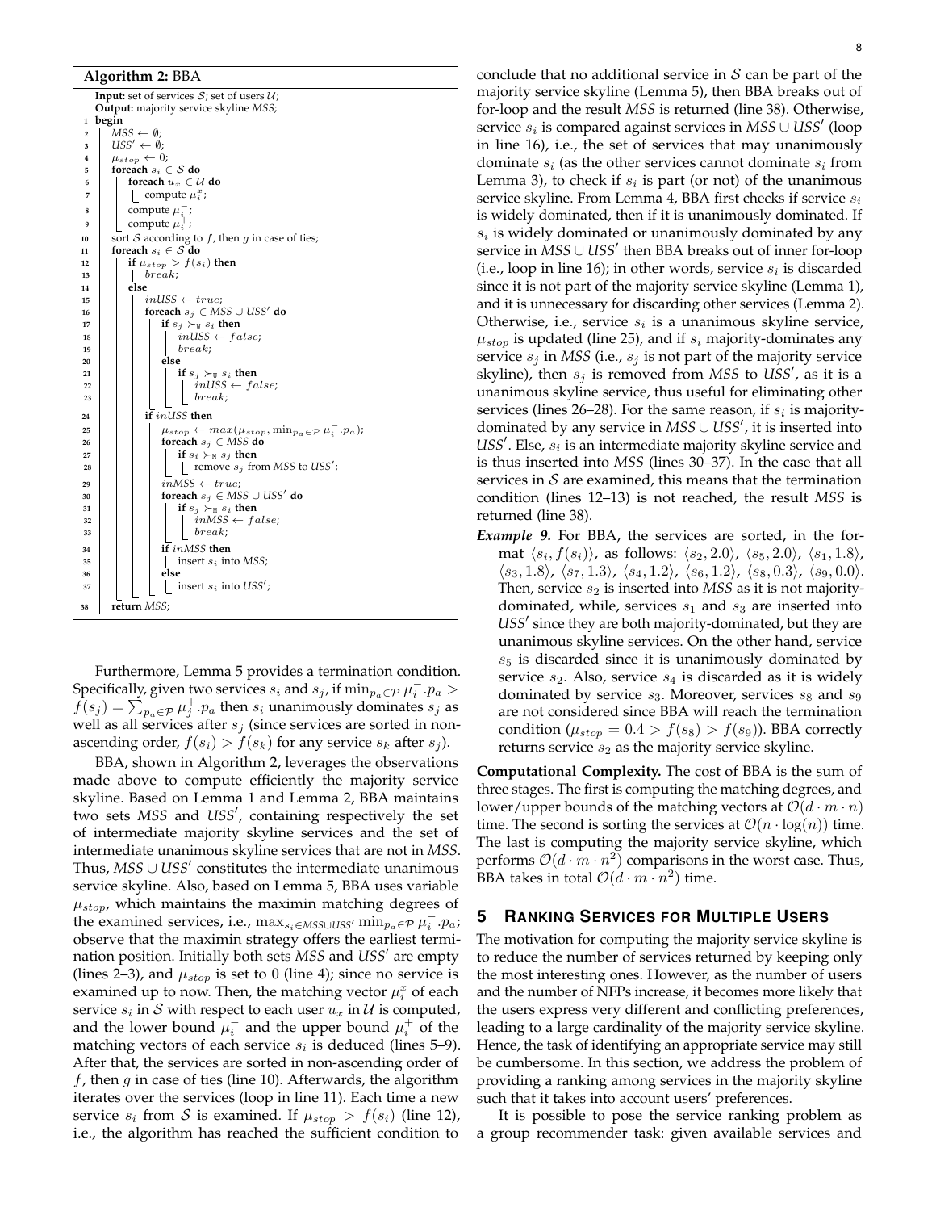**Algorithm 2:** BBA

```
   Input: set of services S; set of users U;
   Output: majority service skyline MSS;
1  begin
2      MSS ← ∅;
3      USS' ← ∅;
4      μ_stop ← 0;
5      foreach s_i ∈ S do
6          foreach u_x ∈ U do
7              compute μ_i^x;
8          compute μ_i^-;
9          compute μ_i^+;
10     sort S according to f, then g in case of ties;
11     foreach s_i ∈ S do
12         if μ_stop > f(s_i) then
13             break;
14         else
15             inUSS ← true;
16             foreach s_j ∈ MSS ∪ USS' do
17                 if s_j ≻_W s_i then
18                     inUSS ← false;
19                     break;
20                 else
21                     if s_j ≻_U s_i then
22                         inUSS ← false;
23                         break;
24             if inUSS then
25                 μ_stop ← max(μ_stop, min_{p_a∈P} μ_i^-.p_a);
26                 foreach s_j ∈ MSS do
27                     if s_i ≻_M s_j then
28                         remove s_j from MSS to USS';
29                 inMSS ← true;
30                 foreach s_j ∈ MSS ∪ USS' do
31                     if s_j ≻_M s_i then
32                         inMSS ← false;
33                         break;
34                 if inMSS then
35                     insert s_i into MSS;
36                 else
37                     insert s_i into USS';
38     return MSS;
```

Furthermore, Lemma 5 provides a termination condition. Specifically, given two services $s_i$ and $s_j$, if $\min_{p_a \in \mathcal{P}} \mu_i^-.p_a > f(s_j) = \sum_{p_a \in \mathcal{P}} \mu_j^+.p_a$ then $s_i$ unanimously dominates $s_j$ as well as all services after $s_j$ (since services are sorted in non-ascending order, $f(s_i) > f(s_k)$ for any service $s_k$ after $s_j$).

BBA, shown in Algorithm 2, leverages the observations made above to compute efficiently the majority service skyline. Based on Lemma 1 and Lemma 2, BBA maintains two sets *MSS* and *USS*$'$, containing respectively the set of intermediate majority skyline services and the set of intermediate unanimous skyline services that are not in *MSS*. Thus, *MSS* $\cup$ *USS*$'$ constitutes the intermediate unanimous service skyline. Also, based on Lemma 5, BBA uses variable $\mu_{stop}$, which maintains the maximin matching degrees of the examined services, i.e., $\max_{s_i \in MSS \cup USS'} \min_{p_a \in \mathcal{P}} \mu_i^-.p_a$; observe that the maximin strategy offers the earliest termination position. Initially both sets *MSS* and *USS*$'$ are empty (lines 2–3), and $\mu_{stop}$ is set to $0$ (line 4); since no service is examined up to now. Then, the matching vector $\mu_i^x$ of each service $s_i$ in $\mathcal{S}$ with respect to each user $u_x$ in $\mathcal{U}$ is computed, and the lower bound $\mu_i^-$ and the upper bound $\mu_i^+$ of the matching vectors of each service $s_i$ is deduced (lines 5–9). After that, the services are sorted in non-ascending order of $f$, then $g$ in case of ties (line 10). Afterwards, the algorithm iterates over the services (loop in line 11). Each time a new service $s_i$ from $\mathcal{S}$ is examined. If $\mu_{stop} > f(s_i)$ (line 12), i.e., the algorithm has reached the sufficient condition to conclude that no additional service in $\mathcal{S}$ can be part of the majority service skyline (Lemma 5), then BBA breaks out of for-loop and the result *MSS* is returned (line 38). Otherwise, service $s_i$ is compared against services in *MSS* $\cup$ *USS*$'$ (loop in line 16), i.e., the set of services that may unanimously dominate $s_i$ (as the other services cannot dominate $s_i$ from Lemma 3), to check if $s_i$ is part (or not) of the unanimous service skyline. From Lemma 4, BBA first checks if service $s_i$ is widely dominated, then if it is unanimously dominated. If $s_i$ is widely dominated or unanimously dominated by any service in *MSS* $\cup$ *USS*$'$ then BBA breaks out of inner for-loop (i.e., loop in line 16); in other words, service $s_i$ is discarded since it is not part of the majority service skyline (Lemma 1), and it is unnecessary for discarding other services (Lemma 2). Otherwise, i.e., service $s_i$ is a unanimous skyline service, $\mu_{stop}$ is updated (line 25), and if $s_i$ majority-dominates any service $s_j$ in *MSS* (i.e., $s_j$ is not part of the majority service skyline), then $s_j$ is removed from *MSS* to *USS*$'$, as it is a unanimous skyline service, thus useful for eliminating other services (lines 26–28). For the same reason, if $s_i$ is majority-dominated by any service in *MSS* $\cup$ *USS*$'$, it is inserted into *USS*$'$. Else, $s_i$ is an intermediate majority skyline service and is thus inserted into *MSS* (lines 30–37). In the case that all services in $\mathcal{S}$ are examined, this means that the termination condition (lines 12–13) is not reached, the result *MSS* is returned (line 38).

***Example 9.*** For BBA, the services are sorted, in the format $\langle s_i, f(s_i)\rangle$, as follows: $\langle s_2, 2.0\rangle$, $\langle s_5, 2.0\rangle$, $\langle s_1, 1.8\rangle$, $\langle s_3, 1.8\rangle$, $\langle s_7, 1.3\rangle$, $\langle s_4, 1.2\rangle$, $\langle s_6, 1.2\rangle$, $\langle s_8, 0.3\rangle$, $\langle s_9, 0.0\rangle$. Then, service $s_2$ is inserted into *MSS* as it is not majority-dominated, while, services $s_1$ and $s_3$ are inserted into *USS*$'$ since they are both majority-dominated, but they are unanimous skyline services. On the other hand, service $s_5$ is discarded since it is unanimously dominated by service $s_2$. Also, service $s_4$ is discarded as it is widely dominated by service $s_3$. Moreover, services $s_8$ and $s_9$ are not considered since BBA will reach the termination condition ($\mu_{stop} = 0.4 > f(s_8) > f(s_9)$). BBA correctly returns service $s_2$ as the majority service skyline.

**Computational Complexity.** The cost of BBA is the sum of three stages. The first is computing the matching degrees, and lower/upper bounds of the matching vectors at $\mathcal{O}(d \cdot m \cdot n)$ time. The second is sorting the services at $\mathcal{O}(n \cdot \log(n))$ time. The last is computing the majority service skyline, which performs $\mathcal{O}(d \cdot m \cdot n^2)$ comparisons in the worst case. Thus, BBA takes in total $\mathcal{O}(d \cdot m \cdot n^2)$ time.

## 5 Ranking Services for Multiple Users

The motivation for computing the majority service skyline is to reduce the number of services returned by keeping only the most interesting ones. However, as the number of users and the number of NFPs increase, it becomes more likely that the users express very different and conflicting preferences, leading to a large cardinality of the majority service skyline. Hence, the task of identifying an appropriate service may still be cumbersome. In this section, we address the problem of providing a ranking among services in the majority skyline such that it takes into account users' preferences.

It is possible to pose the service ranking problem as a group recommender task: given available services and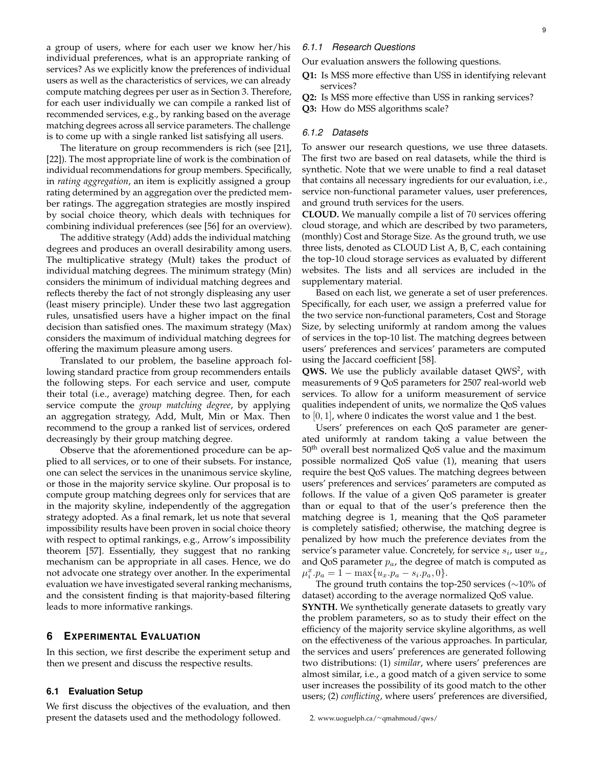a group of users, where for each user we know her/his individual preferences, what is an appropriate ranking of services? As we explicitly know the preferences of individual users as well as the characteristics of services, we can already compute matching degrees per user as in Section 3. Therefore, for each user individually we can compile a ranked list of recommended services, e.g., by ranking based on the average matching degrees across all service parameters. The challenge is to come up with a single ranked list satisfying all users.

The literature on group recommenders is rich (see [21], [22]). The most appropriate line of work is the combination of individual recommendations for group members. Specifically, in *rating aggregation*, an item is explicitly assigned a group rating determined by an aggregation over the predicted member ratings. The aggregation strategies are mostly inspired by social choice theory, which deals with techniques for combining individual preferences (see [56] for an overview).

The additive strategy (Add) adds the individual matching degrees and produces an overall desirability among users. The multiplicative strategy (Mult) takes the product of individual matching degrees. The minimum strategy (Min) considers the minimum of individual matching degrees and reflects thereby the fact of not strongly displeasing any user (least misery principle). Under these two last aggregation rules, unsatisfied users have a higher impact on the final decision than satisfied ones. The maximum strategy (Max) considers the maximum of individual matching degrees for offering the maximum pleasure among users.

Translated to our problem, the baseline approach following standard practice from group recommenders entails the following steps. For each service and user, compute their total (i.e., average) matching degree. Then, for each service compute the *group matching degree*, by applying an aggregation strategy, Add, Mult, Min or Max. Then recommend to the group a ranked list of services, ordered decreasingly by their group matching degree.

Observe that the aforementioned procedure can be applied to all services, or to one of their subsets. For instance, one can select the services in the unanimous service skyline, or those in the majority service skyline. Our proposal is to compute group matching degrees only for services that are in the majority skyline, independently of the aggregation strategy adopted. As a final remark, let us note that several impossibility results have been proven in social choice theory with respect to optimal rankings, e.g., Arrow's impossibility theorem [57]. Essentially, they suggest that no ranking mechanism can be appropriate in all cases. Hence, we do not advocate one strategy over another. In the experimental evaluation we have investigated several ranking mechanisms, and the consistent finding is that majority-based filtering leads to more informative rankings.

## 6 Experimental Evaluation

In this section, we first describe the experiment setup and then we present and discuss the respective results.

### 6.1 Evaluation Setup

We first discuss the objectives of the evaluation, and then present the datasets used and the methodology followed.

#### 6.1.1 Research Questions

Our evaluation answers the following questions.

**Q1:** Is MSS more effective than USS in identifying relevant services?

**Q2:** Is MSS more effective than USS in ranking services?

**Q3:** How do MSS algorithms scale?

#### 6.1.2 Datasets

To answer our research questions, we use three datasets. The first two are based on real datasets, while the third is synthetic. Note that we were unable to find a real dataset that contains all necessary ingredients for our evaluation, i.e., service non-functional parameter values, user preferences, and ground truth services for the users.

**CLOUD.** We manually compile a list of 70 services offering cloud storage, and which are described by two parameters, (monthly) Cost and Storage Size. As the ground truth, we use three lists, denoted as CLOUD List A, B, C, each containing the top-10 cloud storage services as evaluated by different websites. The lists and all services are included in the supplementary material.

Based on each list, we generate a set of user preferences. Specifically, for each user, we assign a preferred value for the two service non-functional parameters, Cost and Storage Size, by selecting uniformly at random among the values of services in the top-10 list. The matching degrees between users' preferences and services' parameters are computed using the Jaccard coefficient [58].

**QWS.** We use the publicly available dataset QWS[2], with measurements of 9 QoS parameters for 2507 real-world web services. To allow for a uniform measurement of service qualities independent of units, we normalize the QoS values to $[0, 1]$, where 0 indicates the worst value and 1 the best.

Users' preferences on each QoS parameter are generated uniformly at random taking a value between the $50^{\text{th}}$ overall best normalized QoS value and the maximum possible normalized QoS value (1), meaning that users require the best QoS values. The matching degrees between users' preferences and services' parameters are computed as follows. If the value of a given QoS parameter is greater than or equal to that of the user's preference then the matching degree is 1, meaning that the QoS parameter is completely satisfied; otherwise, the matching degree is penalized by how much the preference deviates from the service's parameter value. Concretely, for service $s_i$, user $u_x$, and QoS parameter $p_a$, the degree of match is computed as $\mu_i^x.p_a = 1 - \max\{u_x.p_a - s_i.p_a, 0\}$.

The ground truth contains the top-250 services (∼10% of dataset) according to the average normalized QoS value.

**SYNTH.** We synthetically generate datasets to greatly vary the problem parameters, so as to study their effect on the efficiency of the majority service skyline algorithms, as well on the effectiveness of the various approaches. In particular, the services and users' preferences are generated following two distributions: (1) *similar*, where users' preferences are almost similar, i.e., a good match of a given service to some user increases the possibility of its good match to the other users; (2) *conflicting*, where users' preferences are diversified,

2. www.uoguelph.ca/~qmahmoud/qws/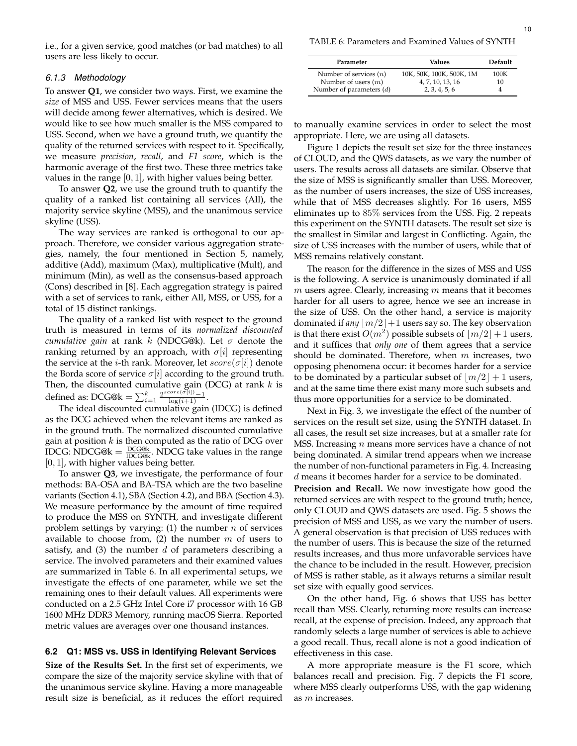i.e., for a given service, good matches (or bad matches) to all users are less likely to occur.

#### 6.1.3 Methodology

To answer **Q1**, we consider two ways. First, we examine the *size* of MSS and USS. Fewer services means that the users will decide among fewer alternatives, which is desired. We would like to see how much smaller is the MSS compared to USS. Second, when we have a ground truth, we quantify the quality of the returned services with respect to it. Specifically, we measure *precision*, *recall*, and *F1 score*, which is the harmonic average of the first two. These three metrics take values in the range $[0, 1]$, with higher values being better.

To answer **Q2**, we use the ground truth to quantify the quality of a ranked list containing all services (All), the majority service skyline (MSS), and the unanimous service skyline (USS).

The way services are ranked is orthogonal to our approach. Therefore, we consider various aggregation strategies, namely, the four mentioned in Section 5, namely, additive (Add), maximum (Max), multiplicative (Mult), and minimum (Min), as well as the consensus-based approach (Cons) described in [8]. Each aggregation strategy is paired with a set of services to rank, either All, MSS, or USS, for a total of 15 distinct rankings.

The quality of a ranked list with respect to the ground truth is measured in terms of its *normalized discounted cumulative gain* at rank $k$ (NDCG@k). Let $\sigma$ denote the ranking returned by an approach, with $\sigma[i]$ representing the service at the $i$-th rank. Moreover, let $score(\sigma[i])$ denote the Borda score of service $\sigma[i]$ according to the ground truth. Then, the discounted cumulative gain (DCG) at rank $k$ is defined as: $\text{DCG@k} = \sum_{i=1}^{k} \frac{2^{score(\sigma[i])}-1}{\log(i+1)}$.

The ideal discounted cumulative gain (IDCG) is defined as the DCG achieved when the relevant items are ranked as in the ground truth. The normalized discounted cumulative gain at position $k$ is then computed as the ratio of DCG over IDCG: $\text{NDCG@k} = \frac{\text{DCG@k}}{\text{IDCG@k}}$. NDCG take values in the range $[0, 1]$, with higher values being better.

To answer **Q3**, we investigate, the performance of four methods: BA-OSA and BA-TSA which are the two baseline variants (Section 4.1), SBA (Section 4.2), and BBA (Section 4.3). We measure performance by the amount of time required to produce the MSS on SYNTH, and investigate different problem settings by varying: (1) the number $n$ of services available to choose from, (2) the number $m$ of users to satisfy, and (3) the number $d$ of parameters describing a service. The involved parameters and their examined values are summarized in Table 6. In all experimental setups, we investigate the effects of one parameter, while we set the remaining ones to their default values. All experiments were conducted on a 2.5 GHz Intel Core i7 processor with 16 GB 1600 MHz DDR3 Memory, running macOS Sierra. Reported metric values are averages over one thousand instances.

TABLE 6: Parameters and Examined Values of SYNTH

| Parameter | Values | Default |
|---|---|---|
| Number of services ($n$) | 10K, 50K, 100K, 500K, 1M | 100K |
| Number of users ($m$) | 4, 7, 10, 13, 16 | 10 |
| Number of parameters ($d$) | 2, 3, 4, 5, 6 | 4 |

### 6.2 Q1: MSS vs. USS in Identifying Relevant Services

**Size of the Results Set.** In the first set of experiments, we compare the size of the majority service skyline with that of the unanimous service skyline. Having a more manageable result size is beneficial, as it reduces the effort required to manually examine services in order to select the most appropriate. Here, we are using all datasets.

Figure 1 depicts the result set size for the three instances of CLOUD, and the QWS datasets, as we vary the number of users. The results across all datasets are similar. Observe that the size of MSS is significantly smaller than USS. Moreover, as the number of users increases, the size of USS increases, while that of MSS decreases slightly. For 16 users, MSS eliminates up to $85\%$ services from the USS. Fig. 2 repeats this experiment on the SYNTH datasets. The result set size is the smallest in Similar and largest in Conflicting. Again, the size of USS increases with the number of users, while that of MSS remains relatively constant.

The reason for the difference in the sizes of MSS and USS is the following. A service is unanimously dominated if all $m$ users agree. Clearly, increasing $m$ means that it becomes harder for all users to agree, hence we see an increase in the size of USS. On the other hand, a service is majority dominated if *any* $\lfloor m/2 \rfloor + 1$ users say so. The key observation is that there exist $O(m^2)$ possible subsets of $\lfloor m/2 \rfloor + 1$ users, and it suffices that *only one* of them agrees that a service should be dominated. Therefore, when $m$ increases, two opposing phenomena occur: it becomes harder for a service to be dominated by a particular subset of $\lfloor m/2 \rfloor + 1$ users, and at the same time there exist many more such subsets and thus more opportunities for a service to be dominated.

Next in Fig. 3, we investigate the effect of the number of services on the result set size, using the SYNTH dataset. In all cases, the result set size increases, but at a smaller rate for MSS. Increasing $n$ means more services have a chance of not being dominated. A similar trend appears when we increase the number of non-functional parameters in Fig. 4. Increasing $d$ means it becomes harder for a service to be dominated.

**Precision and Recall.** We now investigate how good the returned services are with respect to the ground truth; hence, only CLOUD and QWS datasets are used. Fig. 5 shows the precision of MSS and USS, as we vary the number of users. A general observation is that precision of USS reduces with the number of users. This is because the size of the returned results increases, and thus more unfavorable services have the chance to be included in the result. However, precision of MSS is rather stable, as it always returns a similar result set size with equally good services.

On the other hand, Fig. 6 shows that USS has better recall than MSS. Clearly, returning more results can increase recall, at the expense of precision. Indeed, any approach that randomly selects a large number of services is able to achieve a good recall. Thus, recall alone is not a good indication of effectiveness in this case.

A more appropriate measure is the F1 score, which balances recall and precision. Fig. 7 depicts the F1 score, where MSS clearly outperforms USS, with the gap widening as $m$ increases.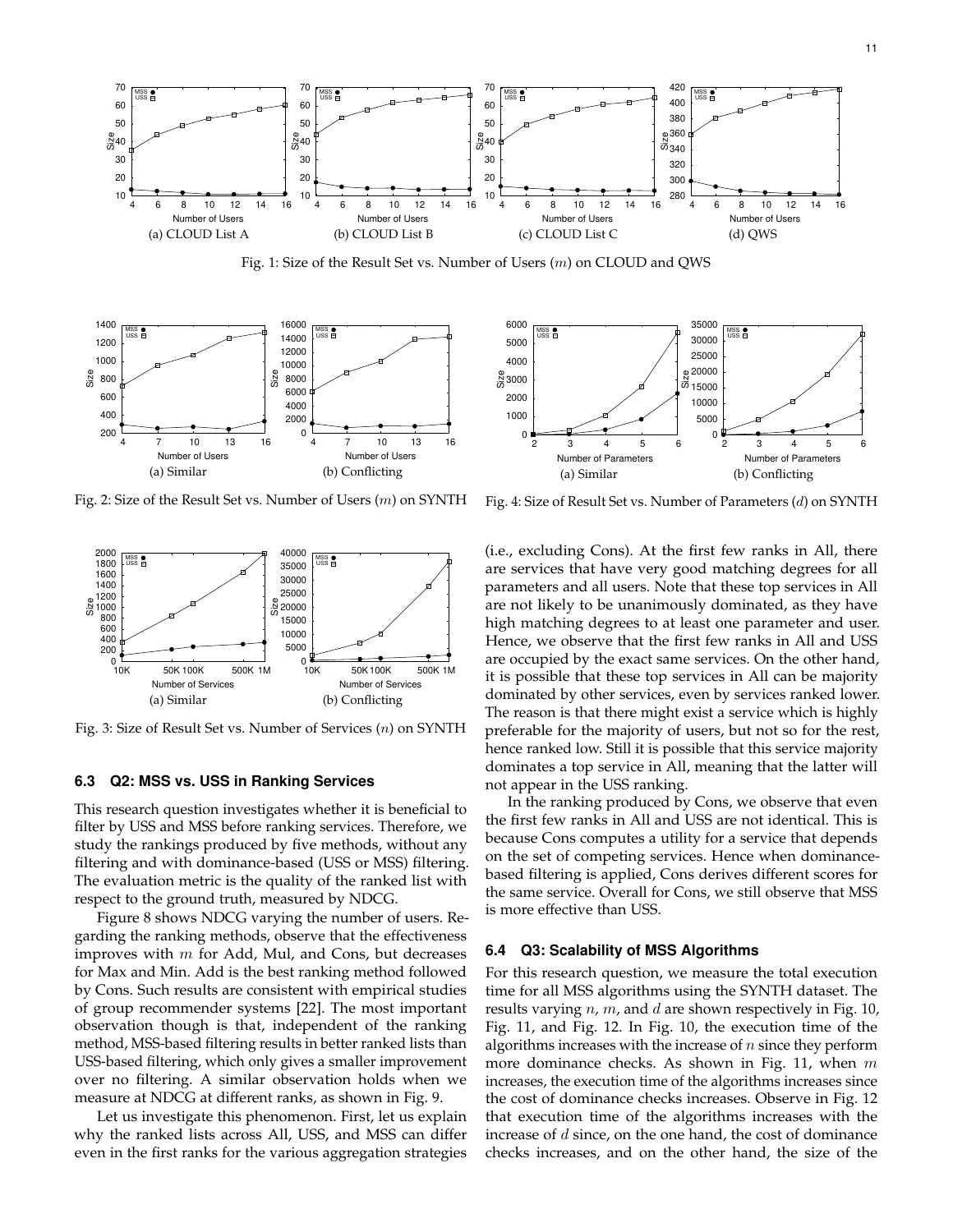Fig. 1: Size of the Result Set vs. Number of Users ($m$) on CLOUD and QWS

(a) CLOUD List A (b) CLOUD List B (c) CLOUD List C (d) QWS

Fig. 2: Size of the Result Set vs. Number of Users ($m$) on SYNTH

(a) Similar (b) Conflicting

Fig. 3: Size of Result Set vs. Number of Services ($n$) on SYNTH

(a) Similar (b) Conflicting

Fig. 4: Size of Result Set vs. Number of Parameters ($d$) on SYNTH

(a) Similar (b) Conflicting

### 6.3 Q2: MSS vs. USS in Ranking Services

This research question investigates whether it is beneficial to filter by USS and MSS before ranking services. Therefore, we study the rankings produced by five methods, without any filtering and with dominance-based (USS or MSS) filtering. The evaluation metric is the quality of the ranked list with respect to the ground truth, measured by NDCG.

Figure 8 shows NDCG varying the number of users. Regarding the ranking methods, observe that the effectiveness improves with $m$ for Add, Mul, and Cons, but decreases for Max and Min. Add is the best ranking method followed by Cons. Such results are consistent with empirical studies of group recommender systems [22]. The most important observation though is that, independent of the ranking method, MSS-based filtering results in better ranked lists than USS-based filtering, which only gives a smaller improvement over no filtering. A similar observation holds when we measure at NDCG at different ranks, as shown in Fig. 9.

Let us investigate this phenomenon. First, let us explain why the ranked lists across All, USS, and MSS can differ even in the first ranks for the various aggregation strategies (i.e., excluding Cons). At the first few ranks in All, there are services that have very good matching degrees for all parameters and all users. Note that these top services in All are not likely to be unanimously dominated, as they have high matching degrees to at least one parameter and user. Hence, we observe that the first few ranks in All and USS are occupied by the exact same services. On the other hand, it is possible that these top services in All can be majority dominated by other services, even by services ranked lower. The reason is that there might exist a service which is highly preferable for the majority of users, but not so for the rest, hence ranked low. Still it is possible that this service majority dominates a top service in All, meaning that the latter will not appear in the USS ranking.

In the ranking produced by Cons, we observe that even the first few ranks in All and USS are not identical. This is because Cons computes a utility for a service that depends on the set of competing services. Hence when dominance-based filtering is applied, Cons derives different scores for the same service. Overall for Cons, we still observe that MSS is more effective than USS.

### 6.4 Q3: Scalability of MSS Algorithms

For this research question, we measure the total execution time for all MSS algorithms using the SYNTH dataset. The results varying $n$, $m$, and $d$ are shown respectively in Fig. 10, Fig. 11, and Fig. 12. In Fig. 10, the execution time of the algorithms increases with the increase of $n$ since they perform more dominance checks. As shown in Fig. 11, when $m$ increases, the execution time of the algorithms increases since the cost of dominance checks increases. Observe in Fig. 12 that execution time of the algorithms increases with the increase of $d$ since, on the one hand, the cost of dominance checks increases, and on the other hand, the size of the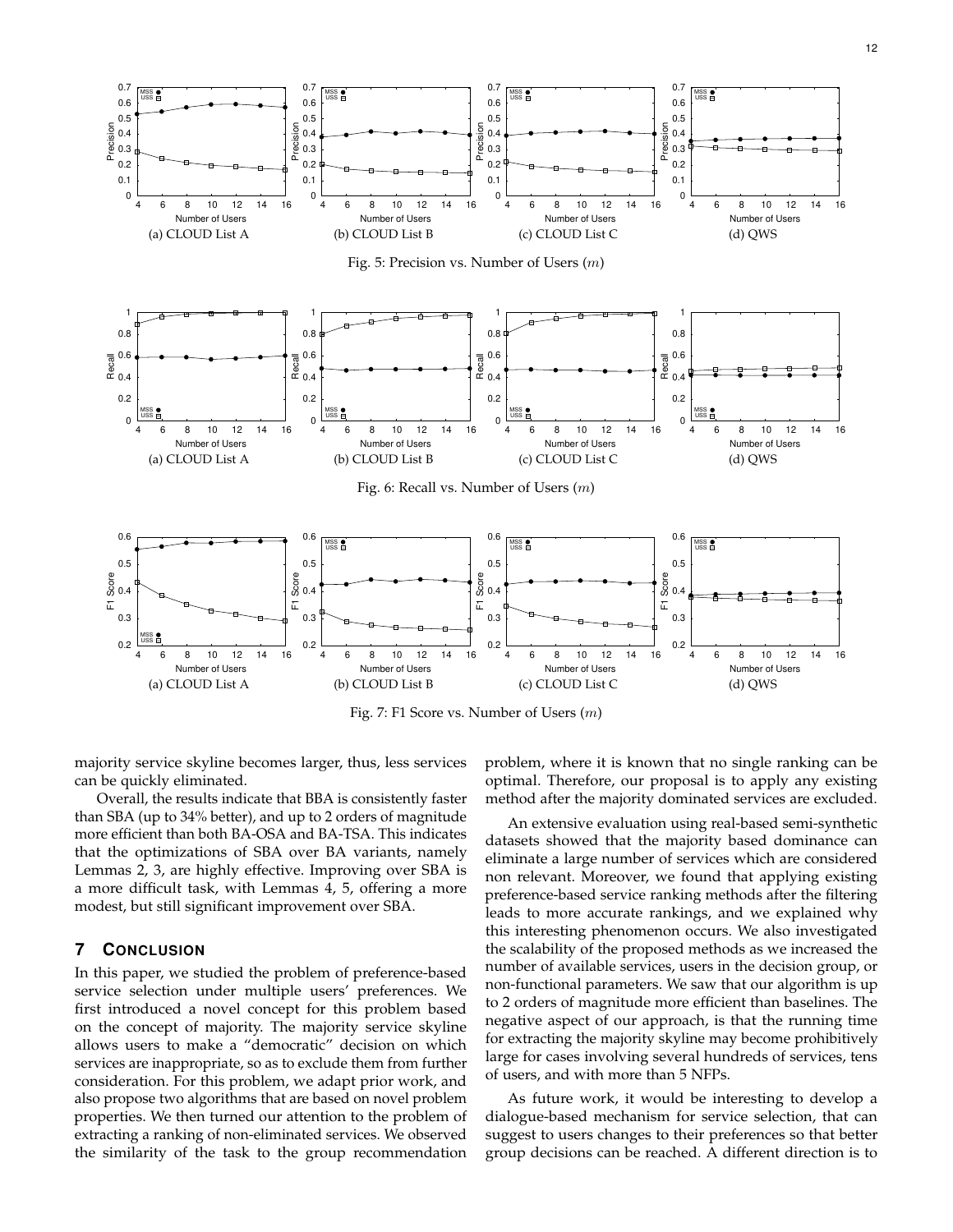Fig. 5: Precision vs. Number of Users ($m$)

Fig. 6: Recall vs. Number of Users ($m$)

Fig. 7: F1 Score vs. Number of Users ($m$)

majority service skyline becomes larger, thus, less services can be quickly eliminated.

Overall, the results indicate that BBA is consistently faster than SBA (up to 34% better), and up to 2 orders of magnitude more efficient than both BA-OSA and BA-TSA. This indicates that the optimizations of SBA over BA variants, namely Lemmas 2, 3, are highly effective. Improving over SBA is a more difficult task, with Lemmas 4, 5, offering a more modest, but still significant improvement over SBA.

## 7 Conclusion

In this paper, we studied the problem of preference-based service selection under multiple users' preferences. We first introduced a novel concept for this problem based on the concept of majority. The majority service skyline allows users to make a "democratic" decision on which services are inappropriate, so as to exclude them from further consideration. For this problem, we adapt prior work, and also propose two algorithms that are based on novel problem properties. We then turned our attention to the problem of extracting a ranking of non-eliminated services. We observed the similarity of the task to the group recommendation problem, where it is known that no single ranking can be optimal. Therefore, our proposal is to apply any existing method after the majority dominated services are excluded.

An extensive evaluation using real-based semi-synthetic datasets showed that the majority based dominance can eliminate a large number of services which are considered non relevant. Moreover, we found that applying existing preference-based service ranking methods after the filtering leads to more accurate rankings, and we explained why this interesting phenomenon occurs. We also investigated the scalability of the proposed methods as we increased the number of available services, users in the decision group, or non-functional parameters. We saw that our algorithm is up to 2 orders of magnitude more efficient than baselines. The negative aspect of our approach, is that the running time for extracting the majority skyline may become prohibitively large for cases involving several hundreds of services, tens of users, and with more than 5 NFPs.

As future work, it would be interesting to develop a dialogue-based mechanism for service selection, that can suggest to users changes to their preferences so that better group decisions can be reached. A different direction is to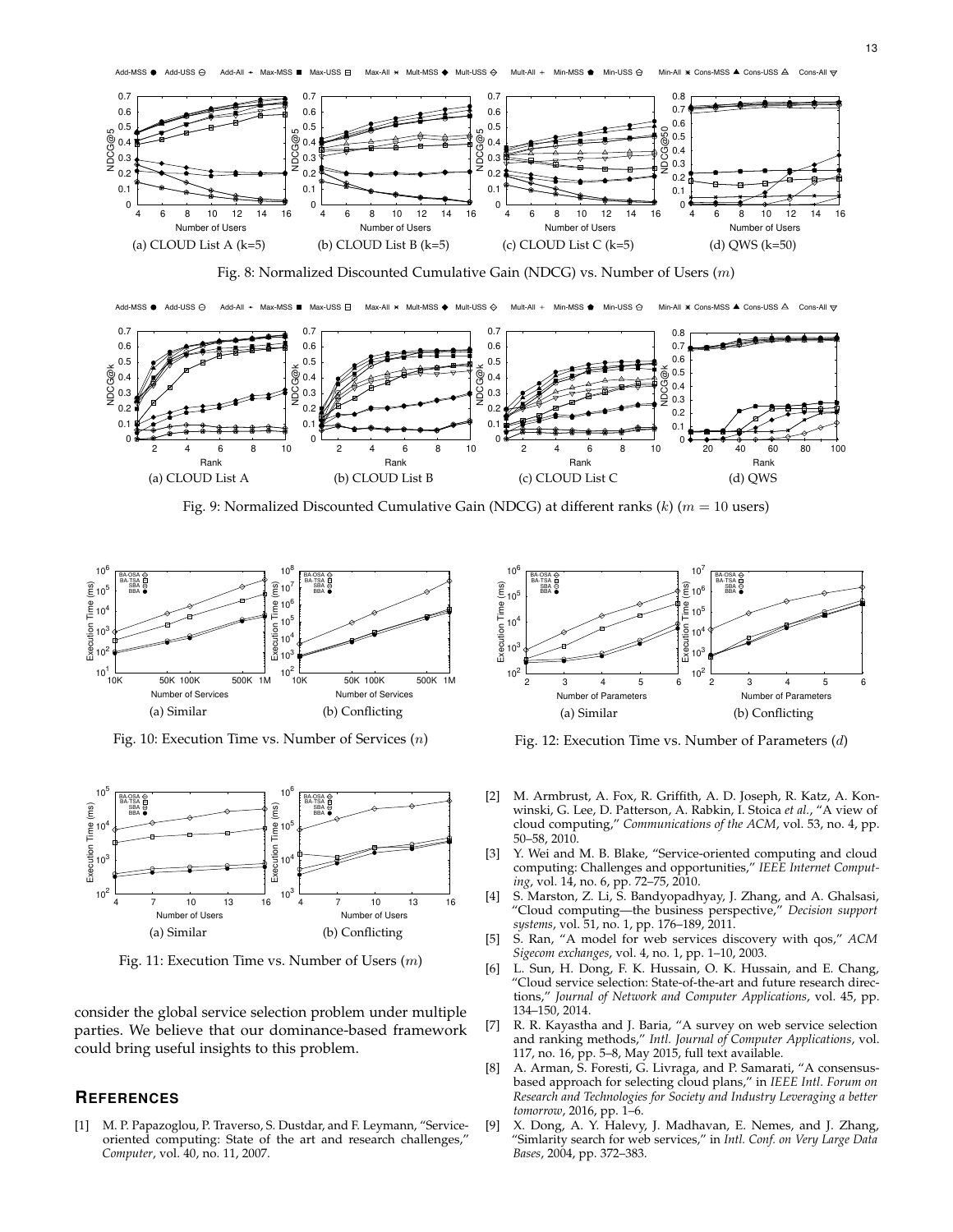Fig. 8: Normalized Discounted Cumulative Gain (NDCG) vs. Number of Users ($m$)

Fig. 9: Normalized Discounted Cumulative Gain (NDCG) at different ranks ($k$) ($m = 10$ users)

Fig. 10: Execution Time vs. Number of Services ($n$)

Fig. 11: Execution Time vs. Number of Users ($m$)

Fig. 12: Execution Time vs. Number of Parameters ($d$)

consider the global service selection problem under multiple parties. We believe that our dominance-based framework could bring useful insights to this problem.

## REFERENCES

[1] M. P. Papazoglou, P. Traverso, S. Dustdar, and F. Leymann, "Service-oriented computing: State of the art and research challenges," *Computer*, vol. 40, no. 11, 2007.

[2] M. Armbrust, A. Fox, R. Griffith, A. D. Joseph, R. Katz, A. Konwinski, G. Lee, D. Patterson, A. Rabkin, I. Stoica *et al.*, "A view of cloud computing," *Communications of the ACM*, vol. 53, no. 4, pp. 50–58, 2010.

[3] Y. Wei and M. B. Blake, "Service-oriented computing and cloud computing: Challenges and opportunities," *IEEE Internet Computing*, vol. 14, no. 6, pp. 72–75, 2010.

[4] S. Marston, Z. Li, S. Bandyopadhyay, J. Zhang, and A. Ghalsasi, "Cloud computing—the business perspective," *Decision support systems*, vol. 51, no. 1, pp. 176–189, 2011.

[5] S. Ran, "A model for web services discovery with qos," *ACM Sigecom exchanges*, vol. 4, no. 1, pp. 1–10, 2003.

[6] L. Sun, H. Dong, F. K. Hussain, O. K. Hussain, and E. Chang, "Cloud service selection: State-of-the-art and future research directions," *Journal of Network and Computer Applications*, vol. 45, pp. 134–150, 2014.

[7] R. R. Kayastha and J. Baria, "A survey on web service selection and ranking methods," *Intl. Journal of Computer Applications*, vol. 117, no. 16, pp. 5–8, May 2015, full text available.

[8] A. Arman, S. Foresti, G. Livraga, and P. Samarati, "A consensus-based approach for selecting cloud plans," in *IEEE Intl. Forum on Research and Technologies for Society and Industry Leveraging a better tomorrow*, 2016, pp. 1–6.

[9] X. Dong, A. Y. Halevy, J. Madhavan, E. Nemes, and J. Zhang, "Simlarity search for web services," in *Intl. Conf. on Very Large Data Bases*, 2004, pp. 372–383.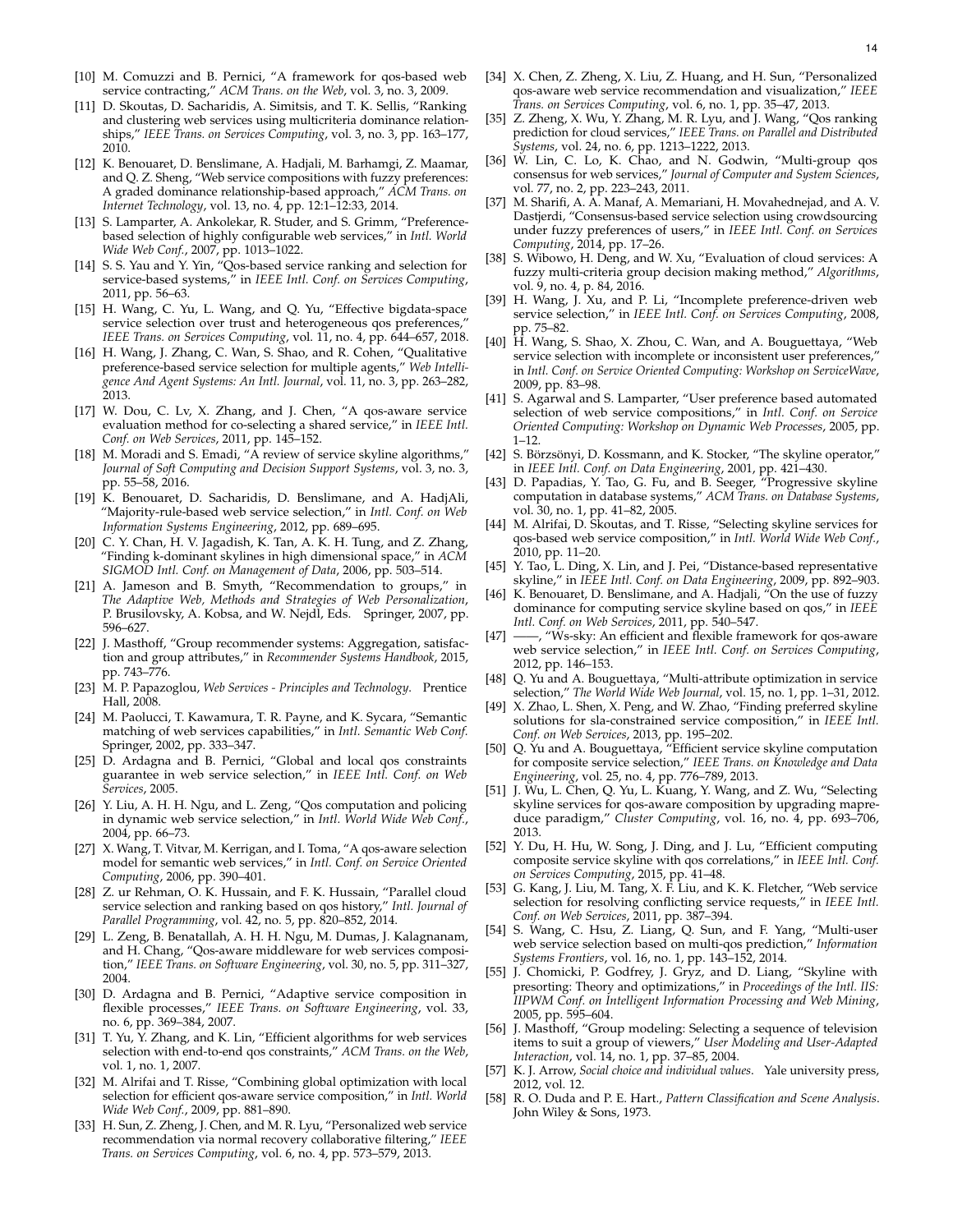[10] M. Comuzzi and B. Pernici, "A framework for qos-based web service contracting," *ACM Trans. on the Web*, vol. 3, no. 3, 2009.

[11] D. Skoutas, D. Sacharidis, A. Simitsis, and T. K. Sellis, "Ranking and clustering web services using multicriteria dominance relationships," *IEEE Trans. on Services Computing*, vol. 3, no. 3, pp. 163–177, 2010.

[12] K. Benouaret, D. Benslimane, A. Hadjali, M. Barhamgi, Z. Maamar, and Q. Z. Sheng, "Web service compositions with fuzzy preferences: A graded dominance relationship-based approach," *ACM Trans. on Internet Technology*, vol. 13, no. 4, pp. 12:1–12:33, 2014.

[13] S. Lamparter, A. Ankolekar, R. Studer, and S. Grimm, "Preference-based selection of highly configurable web services," in *Intl. World Wide Web Conf.*, 2007, pp. 1013–1022.

[14] S. S. Yau and Y. Yin, "Qos-based service ranking and selection for service-based systems," in *IEEE Intl. Conf. on Services Computing*, 2011, pp. 56–63.

[15] H. Wang, C. Yu, L. Wang, and Q. Yu, "Effective bigdata-space service selection over trust and heterogeneous qos preferences," *IEEE Trans. on Services Computing*, vol. 11, no. 4, pp. 644–657, 2018.

[16] H. Wang, J. Zhang, C. Wan, S. Shao, and R. Cohen, "Qualitative preference-based service selection for multiple agents," *Web Intelligence And Agent Systems: An Intl. Journal*, vol. 11, no. 3, pp. 263–282, 2013.

[17] W. Dou, C. Lv, X. Zhang, and J. Chen, "A qos-aware service evaluation method for co-selecting a shared service," in *IEEE Intl. Conf. on Web Services*, 2011, pp. 145–152.

[18] M. Moradi and S. Emadi, "A review of service skyline algorithms," *Journal of Soft Computing and Decision Support Systems*, vol. 3, no. 3, pp. 55–58, 2016.

[19] K. Benouaret, D. Sacharidis, D. Benslimane, and A. HadjAli, "Majority-rule-based web service selection," in *Intl. Conf. on Web Information Systems Engineering*, 2012, pp. 689–695.

[20] C. Y. Chan, H. V. Jagadish, K. Tan, A. K. H. Tung, and Z. Zhang, "Finding k-dominant skylines in high dimensional space," in *ACM SIGMOD Intl. Conf. on Management of Data*, 2006, pp. 503–514.

[21] A. Jameson and B. Smyth, "Recommendation to groups," in *The Adaptive Web, Methods and Strategies of Web Personalization*, P. Brusilovsky, A. Kobsa, and W. Nejdl, Eds. Springer, 2007, pp. 596–627.

[22] J. Masthoff, "Group recommender systems: Aggregation, satisfaction and group attributes," in *Recommender Systems Handbook*, 2015, pp. 743–776.

[23] M. P. Papazoglou, *Web Services - Principles and Technology.* Prentice Hall, 2008.

[24] M. Paolucci, T. Kawamura, T. R. Payne, and K. Sycara, "Semantic matching of web services capabilities," in *Intl. Semantic Web Conf.* Springer, 2002, pp. 333–347.

[25] D. Ardagna and B. Pernici, "Global and local qos constraints guarantee in web service selection," in *IEEE Intl. Conf. on Web Services*, 2005.

[26] Y. Liu, A. H. H. Ngu, and L. Zeng, "Qos computation and policing in dynamic web service selection," in *Intl. World Wide Web Conf.*, 2004, pp. 66–73.

[27] X. Wang, T. Vitvar, M. Kerrigan, and I. Toma, "A qos-aware selection model for semantic web services," in *Intl. Conf. on Service Oriented Computing*, 2006, pp. 390–401.

[28] Z. ur Rehman, O. K. Hussain, and F. K. Hussain, "Parallel cloud service selection and ranking based on qos history," *Intl. Journal of Parallel Programming*, vol. 42, no. 5, pp. 820–852, 2014.

[29] L. Zeng, B. Benatallah, A. H. H. Ngu, M. Dumas, J. Kalagnanam, and H. Chang, "Qos-aware middleware for web services composition," *IEEE Trans. on Software Engineering*, vol. 30, no. 5, pp. 311–327, 2004.

[30] D. Ardagna and B. Pernici, "Adaptive service composition in flexible processes," *IEEE Trans. on Software Engineering*, vol. 33, no. 6, pp. 369–384, 2007.

[31] T. Yu, Y. Zhang, and K. Lin, "Efficient algorithms for web services selection with end-to-end qos constraints," *ACM Trans. on the Web*, vol. 1, no. 1, 2007.

[32] M. Alrifai and T. Risse, "Combining global optimization with local selection for efficient qos-aware service composition," in *Intl. World Wide Web Conf.*, 2009, pp. 881–890.

[33] H. Sun, Z. Zheng, J. Chen, and M. R. Lyu, "Personalized web service recommendation via normal recovery collaborative filtering," *IEEE Trans. on Services Computing*, vol. 6, no. 4, pp. 573–579, 2013.

[34] X. Chen, Z. Zheng, X. Liu, Z. Huang, and H. Sun, "Personalized qos-aware web service recommendation and visualization," *IEEE Trans. on Services Computing*, vol. 6, no. 1, pp. 35–47, 2013.

[35] Z. Zheng, X. Wu, Y. Zhang, M. R. Lyu, and J. Wang, "Qos ranking prediction for cloud services," *IEEE Trans. on Parallel and Distributed Systems*, vol. 24, no. 6, pp. 1213–1222, 2013.

[36] W. Lin, C. Lo, K. Chao, and N. Godwin, "Multi-group qos consensus for web services," *Journal of Computer and System Sciences*, vol. 77, no. 2, pp. 223–243, 2011.

[37] M. Sharifi, A. A. Manaf, A. Memariani, H. Movahednejad, and A. V. Dastjerdi, "Consensus-based service selection using crowdsourcing under fuzzy preferences of users," in *IEEE Intl. Conf. on Services Computing*, 2014, pp. 17–26.

[38] S. Wibowo, H. Deng, and W. Xu, "Evaluation of cloud services: A fuzzy multi-criteria group decision making method," *Algorithms*, vol. 9, no. 4, p. 84, 2016.

[39] H. Wang, J. Xu, and P. Li, "Incomplete preference-driven web service selection," in *IEEE Intl. Conf. on Services Computing*, 2008, pp. 75–82.

[40] H. Wang, S. Shao, X. Zhou, C. Wan, and A. Bouguettaya, "Web service selection with incomplete or inconsistent user preferences," in *Intl. Conf. on Service Oriented Computing: Workshop on ServiceWave*, 2009, pp. 83–98.

[41] S. Agarwal and S. Lamparter, "User preference based automated selection of web service compositions," in *Intl. Conf. on Service Oriented Computing: Workshop on Dynamic Web Processes*, 2005, pp. 1–12.

[42] S. Börzsönyi, D. Kossmann, and K. Stocker, "The skyline operator," in *IEEE Intl. Conf. on Data Engineering*, 2001, pp. 421–430.

[43] D. Papadias, Y. Tao, G. Fu, and B. Seeger, "Progressive skyline computation in database systems," *ACM Trans. on Database Systems*, vol. 30, no. 1, pp. 41–82, 2005.

[44] M. Alrifai, D. Skoutas, and T. Risse, "Selecting skyline services for qos-based web service composition," in *Intl. World Wide Web Conf.*, 2010, pp. 11–20.

[45] Y. Tao, L. Ding, X. Lin, and J. Pei, "Distance-based representative skyline," in *IEEE Intl. Conf. on Data Engineering*, 2009, pp. 892–903.

[46] K. Benouaret, D. Benslimane, and A. Hadjali, "On the use of fuzzy dominance for computing service skyline based on qos," in *IEEE Intl. Conf. on Web Services*, 2011, pp. 540–547.

[47] ——, "Ws-sky: An efficient and flexible framework for qos-aware web service selection," in *IEEE Intl. Conf. on Services Computing*, 2012, pp. 146–153.

[48] Q. Yu and A. Bouguettaya, "Multi-attribute optimization in service selection," *The World Wide Web Journal*, vol. 15, no. 1, pp. 1–31, 2012.

[49] X. Zhao, L. Shen, X. Peng, and W. Zhao, "Finding preferred skyline solutions for sla-constrained service composition," in *IEEE Intl. Conf. on Web Services*, 2013, pp. 195–202.

[50] Q. Yu and A. Bouguettaya, "Efficient service skyline computation for composite service selection," *IEEE Trans. on Knowledge and Data Engineering*, vol. 25, no. 4, pp. 776–789, 2013.

[51] J. Wu, L. Chen, Q. Yu, L. Kuang, Y. Wang, and Z. Wu, "Selecting skyline services for qos-aware composition by upgrading mapreduce paradigm," *Cluster Computing*, vol. 16, no. 4, pp. 693–706, 2013.

[52] Y. Du, H. Hu, W. Song, J. Ding, and J. Lu, "Efficient computing composite service skyline with qos correlations," in *IEEE Intl. Conf. on Services Computing*, 2015, pp. 41–48.

[53] G. Kang, J. Liu, M. Tang, X. F. Liu, and K. K. Fletcher, "Web service selection for resolving conflicting service requests," in *IEEE Intl. Conf. on Web Services*, 2011, pp. 387–394.

[54] S. Wang, C. Hsu, Z. Liang, Q. Sun, and F. Yang, "Multi-user web service selection based on multi-qos prediction," *Information Systems Frontiers*, vol. 16, no. 1, pp. 143–152, 2014.

[55] J. Chomicki, P. Godfrey, J. Gryz, and D. Liang, "Skyline with presorting: Theory and optimizations," in *Proceedings of the Intl. IIS: IIPWM Conf. on Intelligent Information Processing and Web Mining*, 2005, pp. 595–604.

[56] J. Masthoff, "Group modeling: Selecting a sequence of television items to suit a group of viewers," *User Modeling and User-Adapted Interaction*, vol. 14, no. 1, pp. 37–85, 2004.

[57] K. J. Arrow, *Social choice and individual values.* Yale university press, 2012, vol. 12.

[58] R. O. Duda and P. E. Hart., *Pattern Classification and Scene Analysis*. John Wiley & Sons, 1973.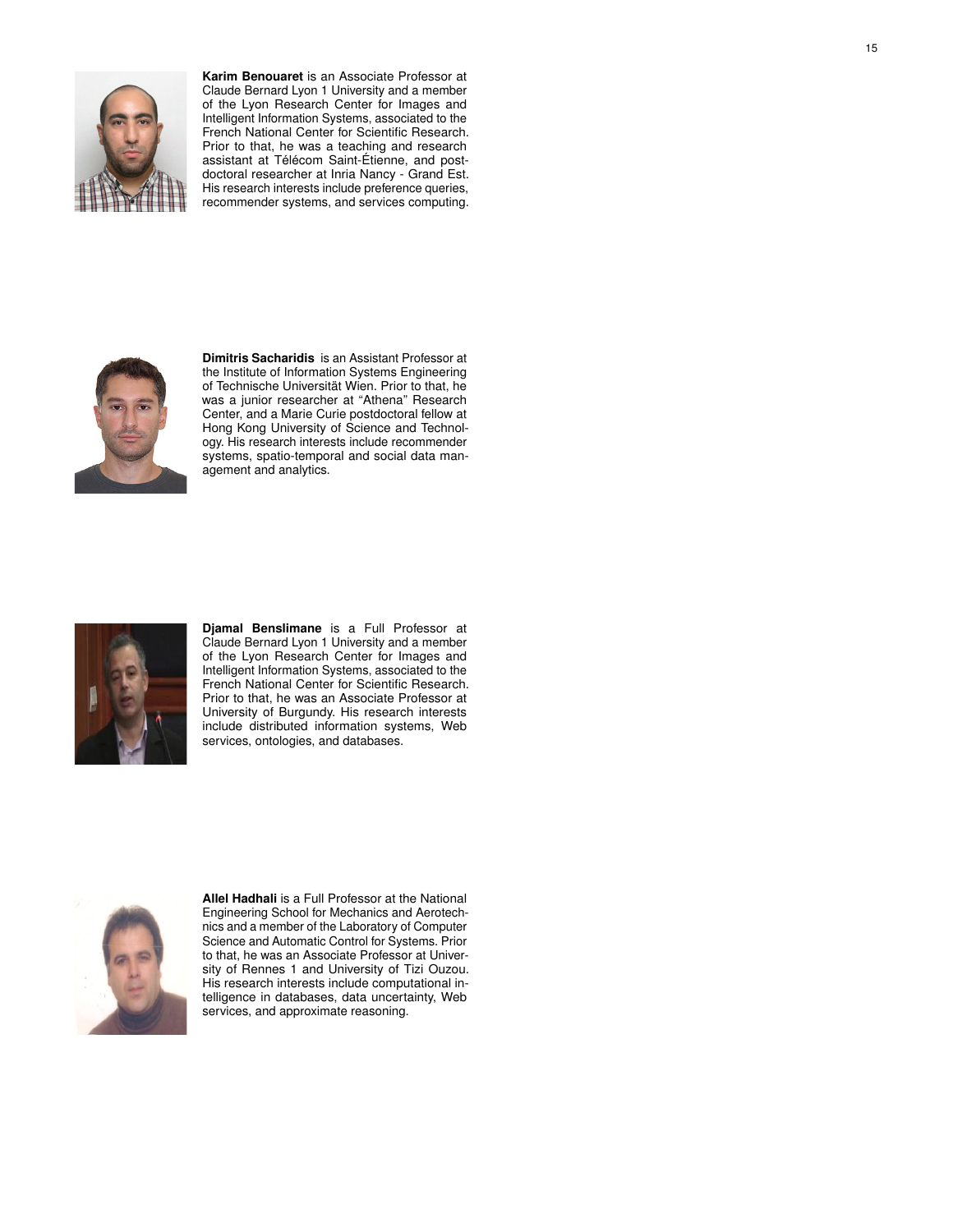**Karim Benouaret** is an Associate Professor at Claude Bernard Lyon 1 University and a member of the Lyon Research Center for Images and Intelligent Information Systems, associated to the French National Center for Scientific Research. Prior to that, he was a teaching and research assistant at Télécom Saint-Étienne, and postdoctoral researcher at Inria Nancy - Grand Est. His research interests include preference queries, recommender systems, and services computing.

**Dimitris Sacharidis** is an Assistant Professor at the Institute of Information Systems Engineering of Technische Universität Wien. Prior to that, he was a junior researcher at "Athena" Research Center, and a Marie Curie postdoctoral fellow at Hong Kong University of Science and Technology. His research interests include recommender systems, spatio-temporal and social data management and analytics.

**Djamal Benslimane** is a Full Professor at Claude Bernard Lyon 1 University and a member of the Lyon Research Center for Images and Intelligent Information Systems, associated to the French National Center for Scientific Research. Prior to that, he was an Associate Professor at University of Burgundy. His research interests include distributed information systems, Web services, ontologies, and databases.

**Allel Hadhali** is a Full Professor at the National Engineering School for Mechanics and Aerotechnics and a member of the Laboratory of Computer Science and Automatic Control for Systems. Prior to that, he was an Associate Professor at University of Rennes 1 and University of Tizi Ouzou. His research interests include computational intelligence in databases, data uncertainty, Web services, and approximate reasoning.